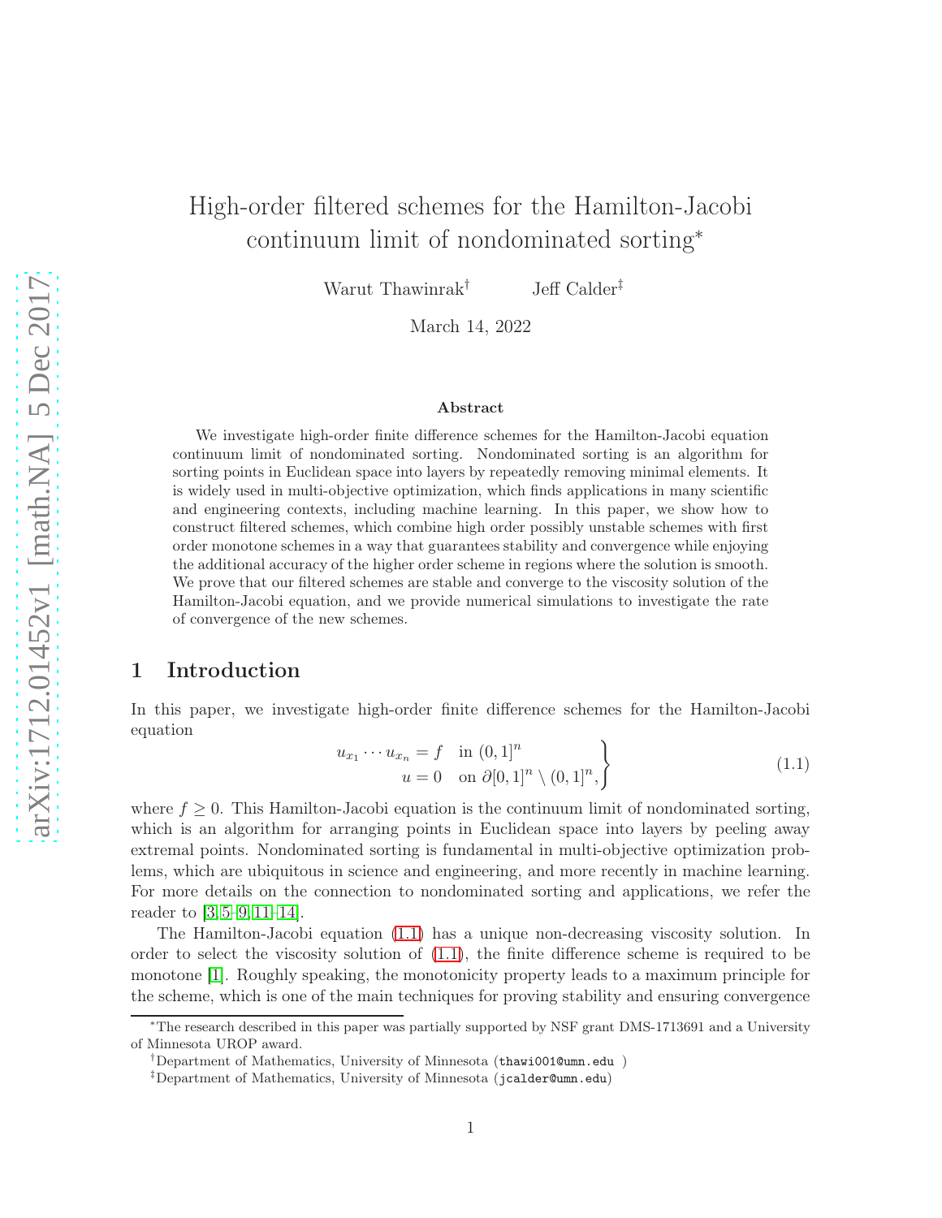# High-order filtered schemes for the Hamilton-Jacobi continuum limit of nondominated sorting*

Warut Thawinrak† Jeff Calder‡

March 14, 2022

### Abstract

We investigate high-order finite difference schemes for the Hamilton-Jacobi equation continuum limit of nondominated sorting. Nondominated sorting is an algorithm for sorting points in Euclidean space into layers by repeatedly removing minimal elements. It is widely used in multi-objective optimization, which finds applications in many scientific and engineering contexts, including machine learning. In this paper, we show how to construct filtered schemes, which combine high order possibly unstable schemes with first order monotone schemes in a way that guarantees stability and convergence while enjoying the additional accuracy of the higher order scheme in regions where the solution is smooth. We prove that our filtered schemes are stable and converge to the viscosity solution of the Hamilton-Jacobi equation, and we provide numerical simulations to investigate the rate of convergence of the new schemes.

## 1 Introduction

In this paper, we investigate high-order finite difference schemes for the Hamilton-Jacobi equation

$$
\left.\begin{aligned}
u_{x_1} \cdots u_{x_n} &= f \quad \text{in } (0,1]^n \\
u &= 0 \quad \text{on } \partial[0,1]^n \setminus (0,1]^n,
\end{aligned}\right\} \tag{1.1}
$$

where $f \geq 0$. This Hamilton-Jacobi equation is the continuum limit of nondominated sorting, which is an algorithm for arranging points in Euclidean space into layers by peeling away extremal points. Nondominated sorting is fundamental in multi-objective optimization problems, which are ubiquitous in science and engineering, and more recently in machine learning. For more details on the connection to nondominated sorting and applications, we refer the reader to [3, 5–9, 11–14].

The Hamilton-Jacobi equation (1.1) has a unique non-decreasing viscosity solution. In order to select the viscosity solution of (1.1), the finite difference scheme is required to be monotone [1]. Roughly speaking, the monotonicity property leads to a maximum principle for the scheme, which is one of the main techniques for proving stability and ensuring convergence

*The research described in this paper was partially supported by NSF grant DMS-1713691 and a University of Minnesota UROP award.

†Department of Mathematics, University of Minnesota (thawi001@umn.edu )

‡Department of Mathematics, University of Minnesota (jcalder@umn.edu)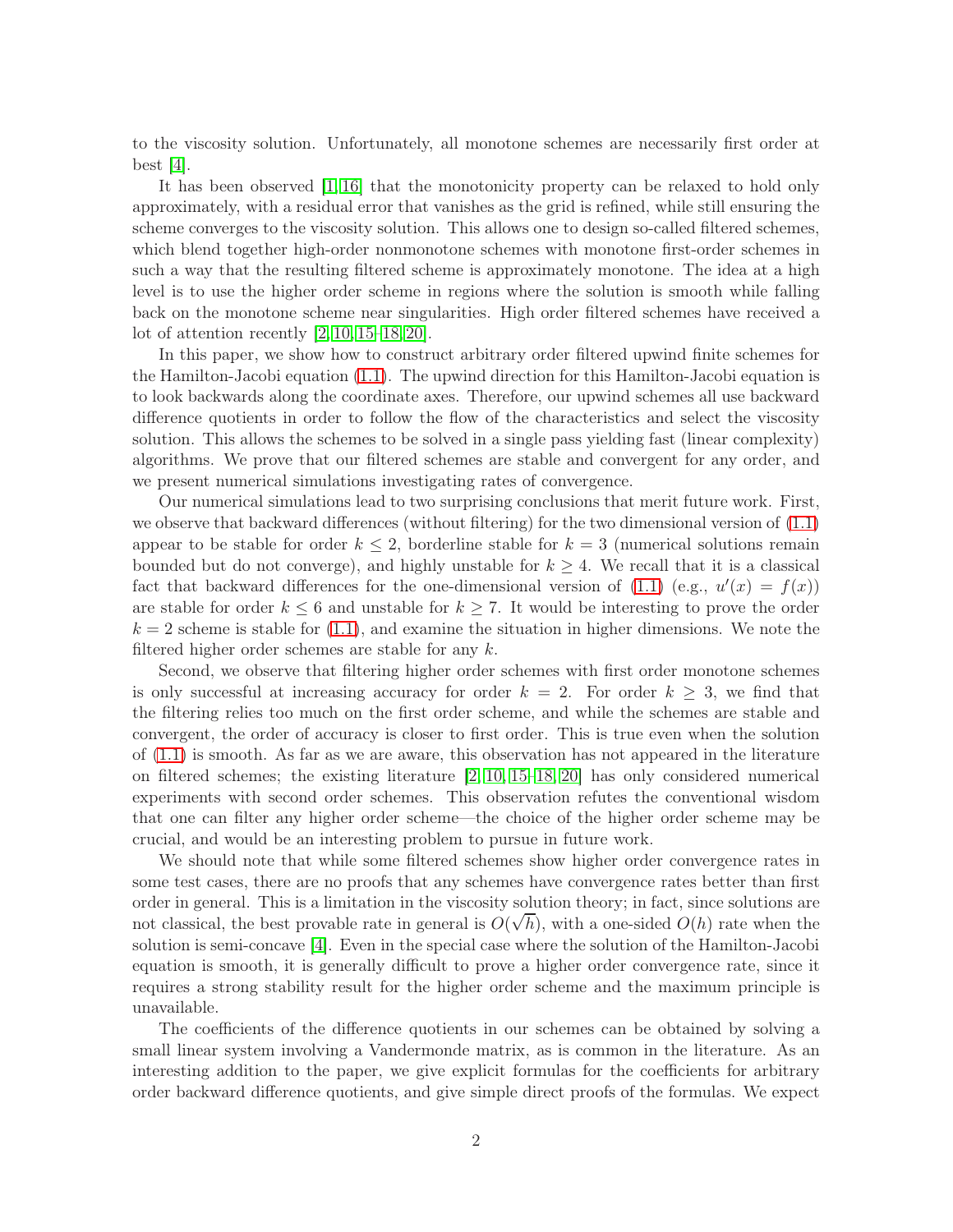to the viscosity solution. Unfortunately, all monotone schemes are necessarily first order at best [4].

It has been observed [1,16] that the monotonicity property can be relaxed to hold only approximately, with a residual error that vanishes as the grid is refined, while still ensuring the scheme converges to the viscosity solution. This allows one to design so-called filtered schemes, which blend together high-order nonmonotone schemes with monotone first-order schemes in such a way that the resulting filtered scheme is approximately monotone. The idea at a high level is to use the higher order scheme in regions where the solution is smooth while falling back on the monotone scheme near singularities. High order filtered schemes have received a lot of attention recently [2,10,15–18,20].

In this paper, we show how to construct arbitrary order filtered upwind finite schemes for the Hamilton-Jacobi equation (1.1). The upwind direction for this Hamilton-Jacobi equation is to look backwards along the coordinate axes. Therefore, our upwind schemes all use backward difference quotients in order to follow the flow of the characteristics and select the viscosity solution. This allows the schemes to be solved in a single pass yielding fast (linear complexity) algorithms. We prove that our filtered schemes are stable and convergent for any order, and we present numerical simulations investigating rates of convergence.

Our numerical simulations lead to two surprising conclusions that merit future work. First, we observe that backward differences (without filtering) for the two dimensional version of (1.1) appear to be stable for order $k \leq 2$, borderline stable for $k = 3$ (numerical solutions remain bounded but do not converge), and highly unstable for $k \geq 4$. We recall that it is a classical fact that backward differences for the one-dimensional version of (1.1) (e.g., $u'(x) = f(x)$) are stable for order $k \leq 6$ and unstable for $k \geq 7$. It would be interesting to prove the order $k = 2$ scheme is stable for (1.1), and examine the situation in higher dimensions. We note the filtered higher order schemes are stable for any $k$.

Second, we observe that filtering higher order schemes with first order monotone schemes is only successful at increasing accuracy for order $k = 2$. For order $k \geq 3$, we find that the filtering relies too much on the first order scheme, and while the schemes are stable and convergent, the order of accuracy is closer to first order. This is true even when the solution of (1.1) is smooth. As far as we are aware, this observation has not appeared in the literature on filtered schemes; the existing literature [2,10,15–18,20] has only considered numerical experiments with second order schemes. This observation refutes the conventional wisdom that one can filter any higher order scheme—the choice of the higher order scheme may be crucial, and would be an interesting problem to pursue in future work.

We should note that while some filtered schemes show higher order convergence rates in some test cases, there are no proofs that any schemes have convergence rates better than first order in general. This is a limitation in the viscosity solution theory; in fact, since solutions are not classical, the best provable rate in general is $O(\sqrt{h})$, with a one-sided $O(h)$ rate when the solution is semi-concave [4]. Even in the special case where the solution of the Hamilton-Jacobi equation is smooth, it is generally difficult to prove a higher order convergence rate, since it requires a strong stability result for the higher order scheme and the maximum principle is unavailable.

The coefficients of the difference quotients in our schemes can be obtained by solving a small linear system involving a Vandermonde matrix, as is common in the literature. As an interesting addition to the paper, we give explicit formulas for the coefficients for arbitrary order backward difference quotients, and give simple direct proofs of the formulas. We expect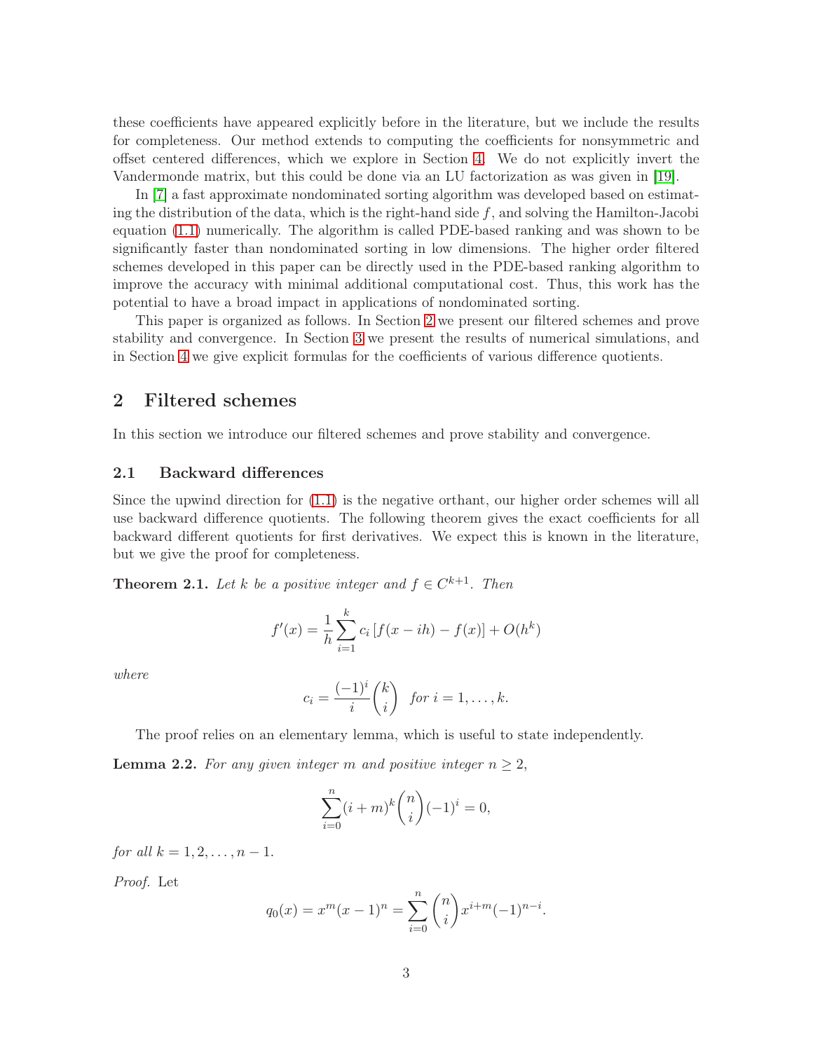these coefficients have appeared explicitly before in the literature, but we include the results for completeness. Our method extends to computing the coefficients for nonsymmetric and offset centered differences, which we explore in Section 4. We do not explicitly invert the Vandermonde matrix, but this could be done via an LU factorization as was given in [19].

In [7] a fast approximate nondominated sorting algorithm was developed based on estimating the distribution of the data, which is the right-hand side $f$, and solving the Hamilton-Jacobi equation (1.1) numerically. The algorithm is called PDE-based ranking and was shown to be significantly faster than nondominated sorting in low dimensions. The higher order filtered schemes developed in this paper can be directly used in the PDE-based ranking algorithm to improve the accuracy with minimal additional computational cost. Thus, this work has the potential to have a broad impact in applications of nondominated sorting.

This paper is organized as follows. In Section 2 we present our filtered schemes and prove stability and convergence. In Section 3 we present the results of numerical simulations, and in Section 4 we give explicit formulas for the coefficients of various difference quotients.

## 2 Filtered schemes

In this section we introduce our filtered schemes and prove stability and convergence.

### 2.1 Backward differences

Since the upwind direction for (1.1) is the negative orthant, our higher order schemes will all use backward difference quotients. The following theorem gives the exact coefficients for all backward different quotients for first derivatives. We expect this is known in the literature, but we give the proof for completeness.

**Theorem 2.1.** *Let $k$ be a positive integer and $f \in C^{k+1}$. Then*

$$f'(x) = \frac{1}{h}\sum_{i=1}^{k} c_i \left[f(x-ih) - f(x)\right] + O(h^k)$$

*where*

$$c_i = \frac{(-1)^i}{i}\binom{k}{i} \quad \text{for } i = 1, \ldots, k.$$

The proof relies on an elementary lemma, which is useful to state independently.

**Lemma 2.2.** *For any given integer $m$ and positive integer $n \geq 2$,*

$$\sum_{i=0}^{n}(i+m)^k\binom{n}{i}(-1)^i = 0,$$

*for all $k = 1, 2, \ldots, n-1$.*

*Proof.* Let

$$q_0(x) = x^m(x-1)^n = \sum_{i=0}^{n}\binom{n}{i}x^{i+m}(-1)^{n-i}.$$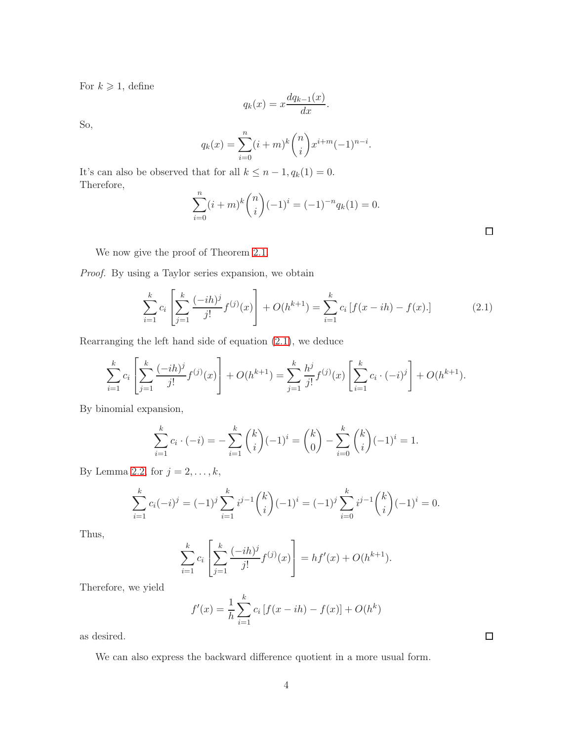For $k \geqslant 1$, define

$$q_k(x) = x\frac{dq_{k-1}(x)}{dx}.$$

So,

$$q_k(x) = \sum_{i=0}^{n}(i+m)^k \binom{n}{i} x^{i+m}(-1)^{n-i}.$$

It's can also be observed that for all $k \leq n-1, q_k(1) = 0$.
Therefore,

$$\sum_{i=0}^{n}(i+m)^k \binom{n}{i}(-1)^i = (-1)^{-n}q_k(1) = 0.$$

□

We now give the proof of Theorem 2.1.

*Proof.* By using a Taylor series expansion, we obtain

$$\sum_{i=1}^{k} c_i \left[\sum_{j=1}^{k} \frac{(-ih)^j}{j!} f^{(j)}(x)\right] + O(h^{k+1}) = \sum_{i=1}^{k} c_i \left[f(x-ih) - f(x).\right] \tag{2.1}$$

Rearranging the left hand side of equation (2.1), we deduce

$$\sum_{i=1}^{k} c_i \left[\sum_{j=1}^{k} \frac{(-ih)^j}{j!} f^{(j)}(x)\right] + O(h^{k+1}) = \sum_{j=1}^{k} \frac{h^j}{j!} f^{(j)}(x) \left[\sum_{i=1}^{k} c_i \cdot (-i)^j\right] + O(h^{k+1}).$$

By binomial expansion,

$$\sum_{i=1}^{k} c_i \cdot (-i) = -\sum_{i=1}^{k} \binom{k}{i}(-1)^i = \binom{k}{0} - \sum_{i=0}^{k} \binom{k}{i}(-1)^i = 1.$$

By Lemma 2.2, for $j = 2, \ldots, k$,

$$\sum_{i=1}^{k} c_i(-i)^j = (-1)^j \sum_{i=1}^{k} i^{j-1} \binom{k}{i}(-1)^i = (-1)^j \sum_{i=0}^{k} i^{j-1} \binom{k}{i}(-1)^i = 0.$$

Thus,

$$\sum_{i=1}^{k} c_i \left[\sum_{j=1}^{k} \frac{(-ih)^j}{j!} f^{(j)}(x)\right] = hf'(x) + O(h^{k+1}).$$

Therefore, we yield

$$f'(x) = \frac{1}{h}\sum_{i=1}^{k} c_i \left[f(x-ih) - f(x)\right] + O(h^k)$$

as desired.

□

We can also express the backward difference quotient in a more usual form.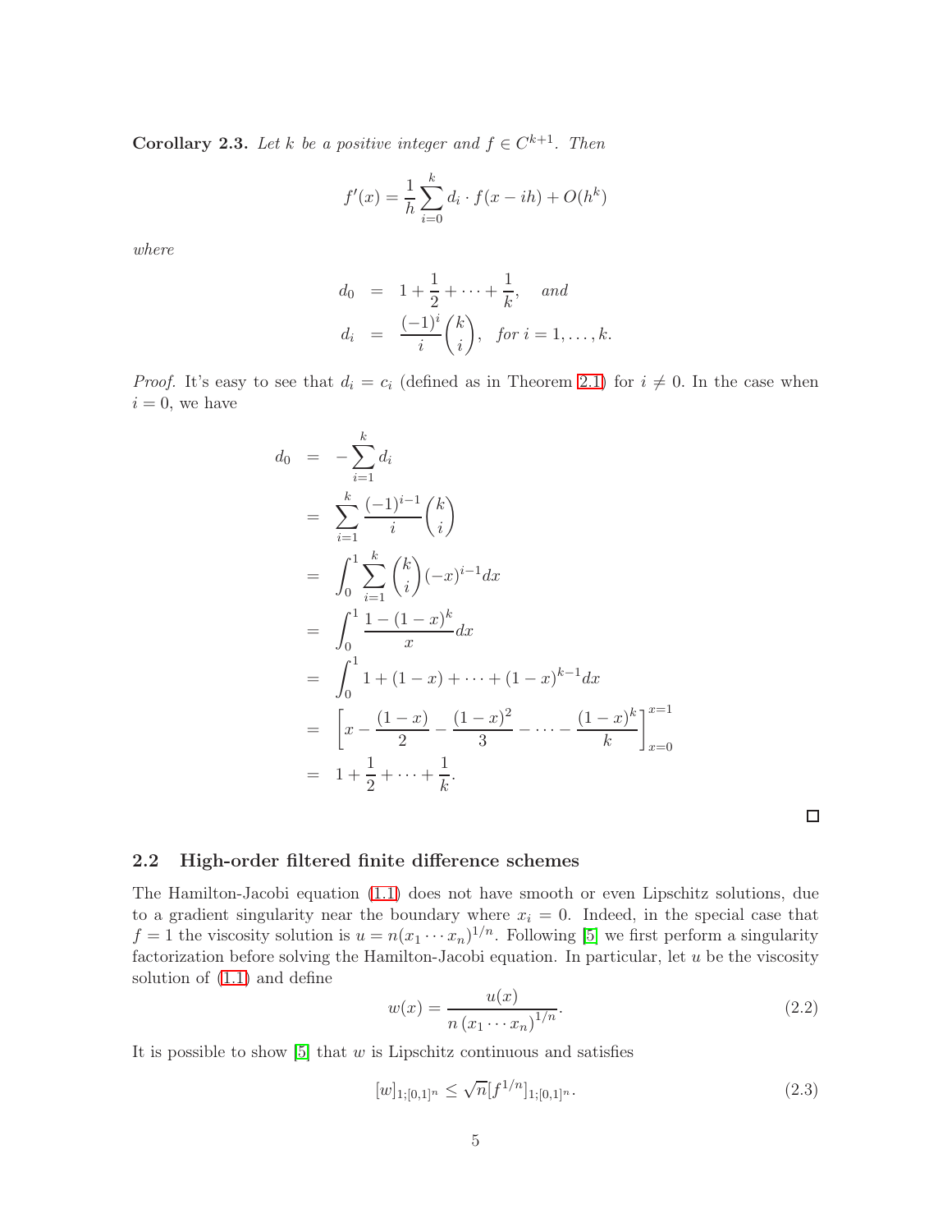**Corollary 2.3.** *Let $k$ be a positive integer and $f \in C^{k+1}$. Then*

$$f'(x) = \frac{1}{h}\sum_{i=0}^{k} d_i \cdot f(x - ih) + O(h^k)$$

*where*

$$\begin{aligned} d_0 &= 1 + \frac{1}{2} + \cdots + \frac{1}{k}, \quad \textit{and} \\ d_i &= \frac{(-1)^i}{i}\binom{k}{i}, \quad \textit{for } i = 1, \ldots, k. \end{aligned}$$

*Proof.* It's easy to see that $d_i = c_i$ (defined as in Theorem 2.1) for $i \neq 0$. In the case when $i = 0$, we have

$$\begin{aligned} d_0 &= -\sum_{i=1}^{k} d_i \\ &= \sum_{i=1}^{k} \frac{(-1)^{i-1}}{i}\binom{k}{i} \\ &= \int_0^1 \sum_{i=1}^{k} \binom{k}{i} (-x)^{i-1} dx \\ &= \int_0^1 \frac{1 - (1-x)^k}{x} dx \\ &= \int_0^1 1 + (1-x) + \cdots + (1-x)^{k-1} dx \\ &= \left[ x - \frac{(1-x)}{2} - \frac{(1-x)^2}{3} - \cdots - \frac{(1-x)^k}{k} \right]_{x=0}^{x=1} \\ &= 1 + \frac{1}{2} + \cdots + \frac{1}{k}. \end{aligned}$$

□

### 2.2 High-order filtered finite difference schemes

The Hamilton-Jacobi equation (1.1) does not have smooth or even Lipschitz solutions, due to a gradient singularity near the boundary where $x_i = 0$. Indeed, in the special case that $f = 1$ the viscosity solution is $u = n(x_1 \cdots x_n)^{1/n}$. Following [5] we first perform a singularity factorization before solving the Hamilton-Jacobi equation. In particular, let $u$ be the viscosity solution of (1.1) and define

$$w(x) = \frac{u(x)}{n\,(x_1 \cdots x_n)^{1/n}}. \tag{2.2}$$

It is possible to show [5] that $w$ is Lipschitz continuous and satisfies

$$[w]_{1;[0,1]^n} \leq \sqrt{n}[f^{1/n}]_{1;[0,1]^n}. \tag{2.3}$$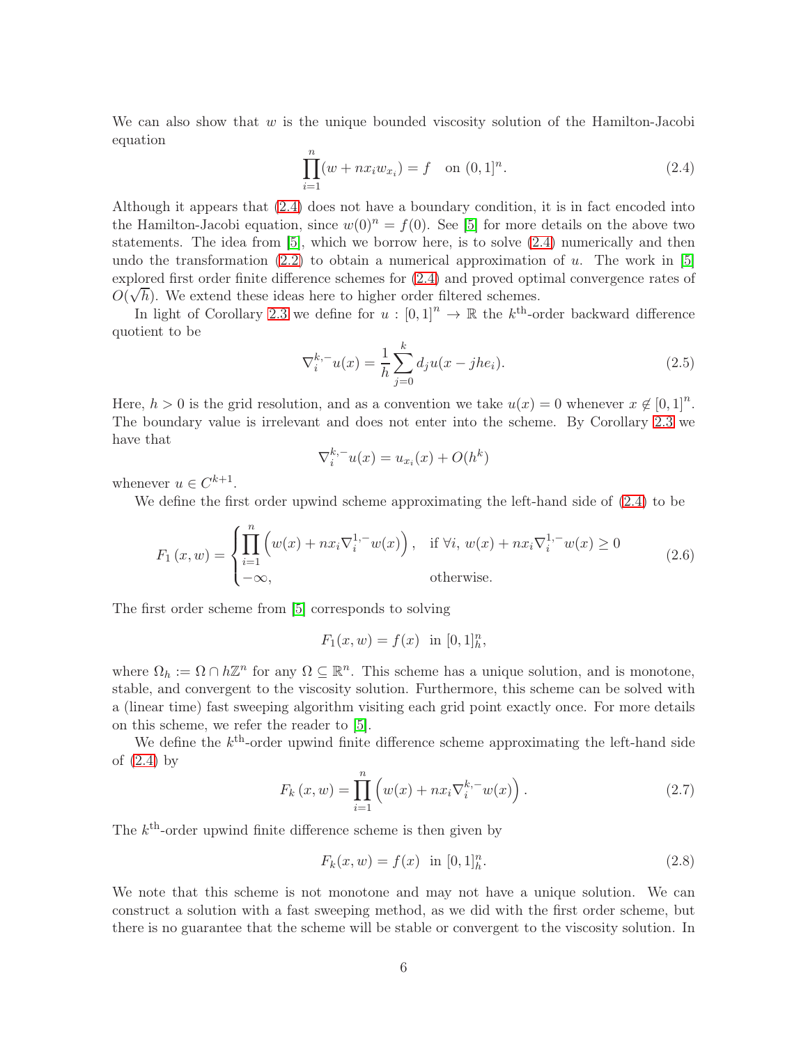We can also show that $w$ is the unique bounded viscosity solution of the Hamilton-Jacobi equation

$$\prod_{i=1}^{n}(w + nx_i w_{x_i}) = f \quad \text{on } (0,1]^n. \tag{2.4}$$

Although it appears that (2.4) does not have a boundary condition, it is in fact encoded into the Hamilton-Jacobi equation, since $w(0)^n = f(0)$. See [5] for more details on the above two statements. The idea from [5], which we borrow here, is to solve (2.4) numerically and then undo the transformation (2.2) to obtain a numerical approximation of $u$. The work in [5] explored first order finite difference schemes for (2.4) and proved optimal convergence rates of $O(\sqrt{h})$. We extend these ideas here to higher order filtered schemes.

In light of Corollary 2.3 we define for $u : [0,1]^n \to \mathbb{R}$ the $k^{\text{th}}$-order backward difference quotient to be

$$\nabla_i^{k,-} u(x) = \frac{1}{h}\sum_{j=0}^{k} d_j u(x - jhe_i). \tag{2.5}$$

Here, $h > 0$ is the grid resolution, and as a convention we take $u(x) = 0$ whenever $x \notin [0,1]^n$. The boundary value is irrelevant and does not enter into the scheme. By Corollary 2.3 we have that

$$\nabla_i^{k,-} u(x) = u_{x_i}(x) + O(h^k)$$

whenever $u \in C^{k+1}$.

We define the first order upwind scheme approximating the left-hand side of (2.4) to be

$$F_1(x,w) = \begin{cases} \prod_{i=1}^{n}\left(w(x) + nx_i \nabla_i^{1,-} w(x)\right), & \text{if } \forall i,\ w(x) + nx_i\nabla_i^{1,-}w(x) \geq 0 \\ -\infty, & \text{otherwise.} \end{cases} \tag{2.6}$$

The first order scheme from [5] corresponds to solving

$$F_1(x,w) = f(x) \ \text{ in } [0,1]_h^n,$$

where $\Omega_h := \Omega \cap h\mathbb{Z}^n$ for any $\Omega \subseteq \mathbb{R}^n$. This scheme has a unique solution, and is monotone, stable, and convergent to the viscosity solution. Furthermore, this scheme can be solved with a (linear time) fast sweeping algorithm visiting each grid point exactly once. For more details on this scheme, we refer the reader to [5].

We define the $k^{\text{th}}$-order upwind finite difference scheme approximating the left-hand side of (2.4) by

$$F_k(x,w) = \prod_{i=1}^{n}\left(w(x) + nx_i \nabla_i^{k,-} w(x)\right). \tag{2.7}$$

The $k^{\text{th}}$-order upwind finite difference scheme is then given by

$$F_k(x,w) = f(x) \ \text{ in } [0,1]_h^n. \tag{2.8}$$

We note that this scheme is not monotone and may not have a unique solution. We can construct a solution with a fast sweeping method, as we did with the first order scheme, but there is no guarantee that the scheme will be stable or convergent to the viscosity solution. In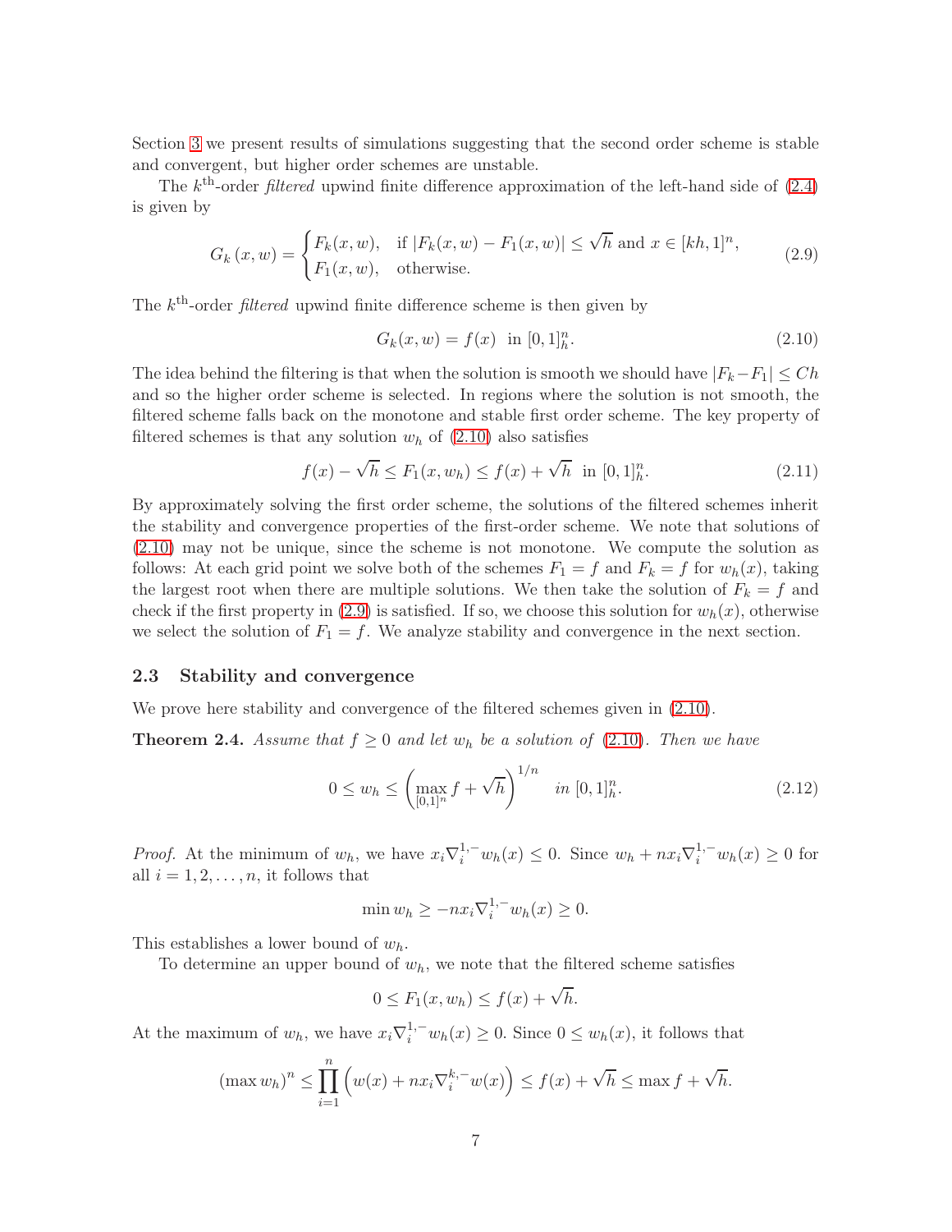Section 3 we present results of simulations suggesting that the second order scheme is stable and convergent, but higher order schemes are unstable.

The $k^{\text{th}}$-order *filtered* upwind finite difference approximation of the left-hand side of (2.4) is given by

$$G_k\left(x,w\right) = \begin{cases} F_k(x,w), & \text{if } |F_k(x,w) - F_1(x,w)| \le \sqrt{h} \text{ and } x \in [kh,1]^n, \\ F_1(x,w), & \text{otherwise.} \end{cases} \tag{2.9}$$

The $k^{\text{th}}$-order *filtered* upwind finite difference scheme is then given by

$$G_k(x,w) = f(x) \ \text{ in } [0,1]^n_h. \tag{2.10}$$

The idea behind the filtering is that when the solution is smooth we should have $|F_k - F_1| \le Ch$ and so the higher order scheme is selected. In regions where the solution is not smooth, the filtered scheme falls back on the monotone and stable first order scheme. The key property of filtered schemes is that any solution $w_h$ of (2.10) also satisfies

$$f(x) - \sqrt{h} \le F_1(x,w_h) \le f(x) + \sqrt{h} \ \text{ in } [0,1]^n_h. \tag{2.11}$$

By approximately solving the first order scheme, the solutions of the filtered schemes inherit the stability and convergence properties of the first-order scheme. We note that solutions of (2.10) may not be unique, since the scheme is not monotone. We compute the solution as follows: At each grid point we solve both of the schemes $F_1 = f$ and $F_k = f$ for $w_h(x)$, taking the largest root when there are multiple solutions. We then take the solution of $F_k = f$ and check if the first property in (2.9) is satisfied. If so, we choose this solution for $w_h(x)$, otherwise we select the solution of $F_1 = f$. We analyze stability and convergence in the next section.

### 2.3 Stability and convergence

We prove here stability and convergence of the filtered schemes given in (2.10).

**Theorem 2.4.** *Assume that $f \ge 0$ and let $w_h$ be a solution of (2.10). Then we have*

$$0 \le w_h \le \left(\max_{[0,1]^n} f + \sqrt{h}\right)^{1/n} \quad \text{in } [0,1]^n_h. \tag{2.12}$$

*Proof.* At the minimum of $w_h$, we have $x_i\nabla_i^{1,-}w_h(x) \le 0$. Since $w_h + nx_i\nabla_i^{1,-}w_h(x) \ge 0$ for all $i = 1,2,\ldots,n$, it follows that

$$\min w_h \ge -nx_i\nabla_i^{1,-}w_h(x) \ge 0.$$

This establishes a lower bound of $w_h$.

To determine an upper bound of $w_h$, we note that the filtered scheme satisfies

$$0 \le F_1(x,w_h) \le f(x) + \sqrt{h}.$$

At the maximum of $w_h$, we have $x_i\nabla_i^{1,-}w_h(x) \ge 0$. Since $0 \le w_h(x)$, it follows that

$$\left(\max w_h\right)^n \le \prod_{i=1}^n \left(w(x) + nx_i\nabla_i^{k,-}w(x)\right) \le f(x) + \sqrt{h} \le \max f + \sqrt{h}.$$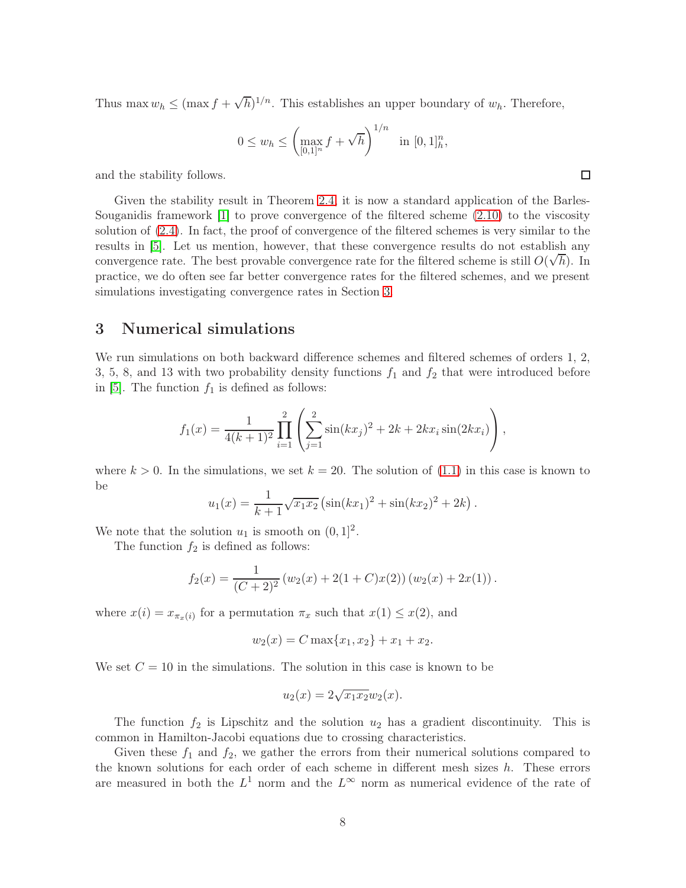Thus $\max w_h \leq (\max f + \sqrt{h})^{1/n}$. This establishes an upper boundary of $w_h$. Therefore,

$$0 \leq w_h \leq \left( \max_{[0,1]^n} f + \sqrt{h} \right)^{1/n} \quad \text{in } [0,1]^n_h,$$

and the stability follows. $\square$

Given the stability result in Theorem 2.4, it is now a standard application of the Barles-Souganidis framework [1] to prove convergence of the filtered scheme (2.10) to the viscosity solution of (2.4). In fact, the proof of convergence of the filtered schemes is very similar to the results in [5]. Let us mention, however, that these convergence results do not establish any convergence rate. The best provable convergence rate for the filtered scheme is still $O(\sqrt{h})$. In practice, we do often see far better convergence rates for the filtered schemes, and we present simulations investigating convergence rates in Section 3.

## 3 Numerical simulations

We run simulations on both backward difference schemes and filtered schemes of orders 1, 2, 3, 5, 8, and 13 with two probability density functions $f_1$ and $f_2$ that were introduced before in [5]. The function $f_1$ is defined as follows:

$$f_1(x) = \frac{1}{4(k+1)^2} \prod_{i=1}^{2} \left( \sum_{j=1}^{2} \sin(kx_j)^2 + 2k + 2kx_i \sin(2kx_i) \right),$$

where $k > 0$. In the simulations, we set $k = 20$. The solution of (1.1) in this case is known to be

$$u_1(x) = \frac{1}{k+1} \sqrt{x_1 x_2} \left( \sin(kx_1)^2 + \sin(kx_2)^2 + 2k \right).$$

We note that the solution $u_1$ is smooth on $(0,1]^2$.

The function $f_2$ is defined as follows:

$$f_2(x) = \frac{1}{(C+2)^2} \left( w_2(x) + 2(1+C)x(2) \right) \left( w_2(x) + 2x(1) \right).$$

where $x(i) = x_{\pi_x(i)}$ for a permutation $\pi_x$ such that $x(1) \leq x(2)$, and

$$w_2(x) = C \max\{x_1, x_2\} + x_1 + x_2.$$

We set $C = 10$ in the simulations. The solution in this case is known to be

$$u_2(x) = 2\sqrt{x_1 x_2} w_2(x).$$

The function $f_2$ is Lipschitz and the solution $u_2$ has a gradient discontinuity. This is common in Hamilton-Jacobi equations due to crossing characteristics.

Given these $f_1$ and $f_2$, we gather the errors from their numerical solutions compared to the known solutions for each order of each scheme in different mesh sizes $h$. These errors are measured in both the $L^1$ norm and the $L^\infty$ norm as numerical evidence of the rate of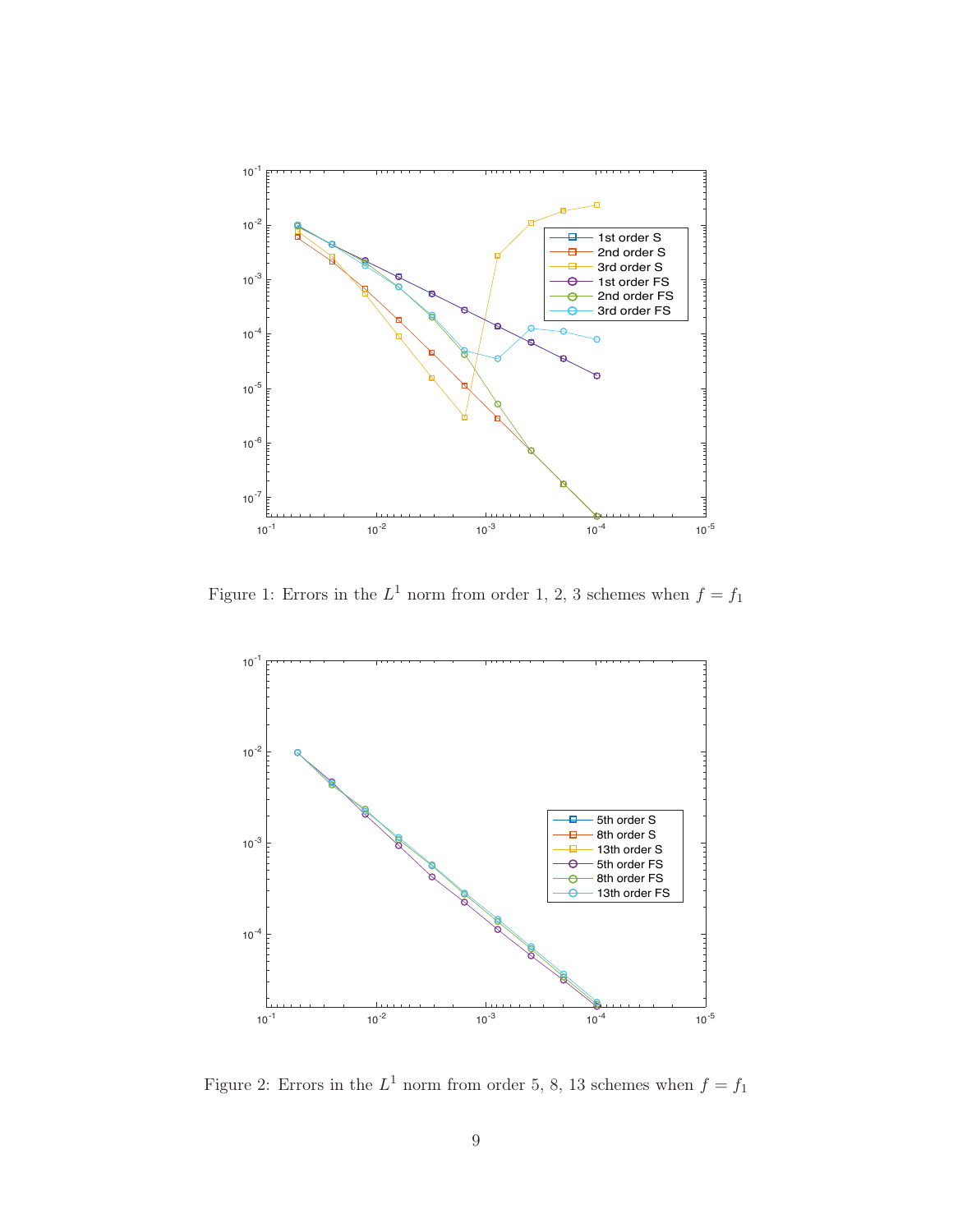Figure 1: Errors in the $L^1$ norm from order 1, 2, 3 schemes when $f = f_1$

Figure 2: Errors in the $L^1$ norm from order 5, 8, 13 schemes when $f = f_1$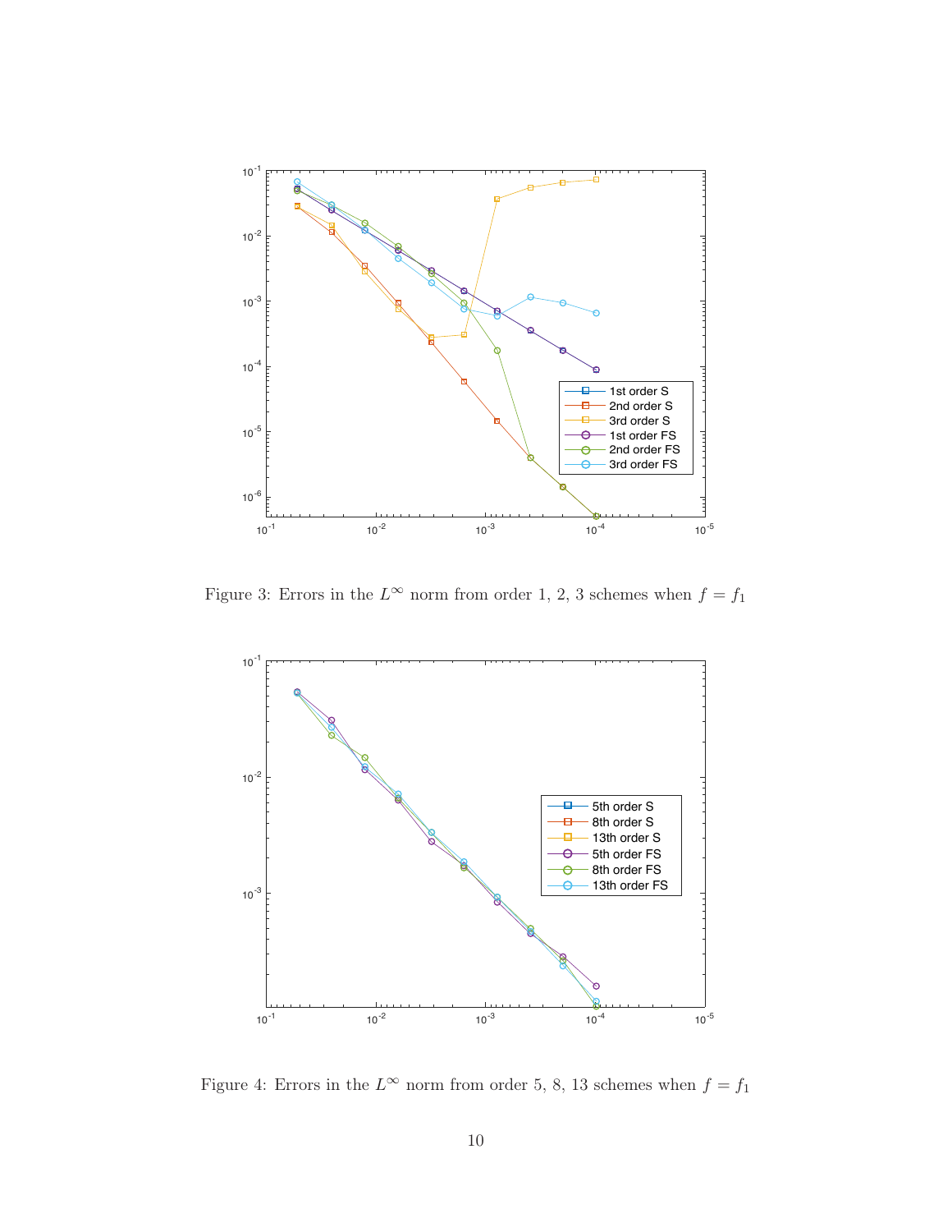Figure 3: Errors in the $L^\infty$ norm from order 1, 2, 3 schemes when $f = f_1$

Figure 4: Errors in the $L^\infty$ norm from order 5, 8, 13 schemes when $f = f_1$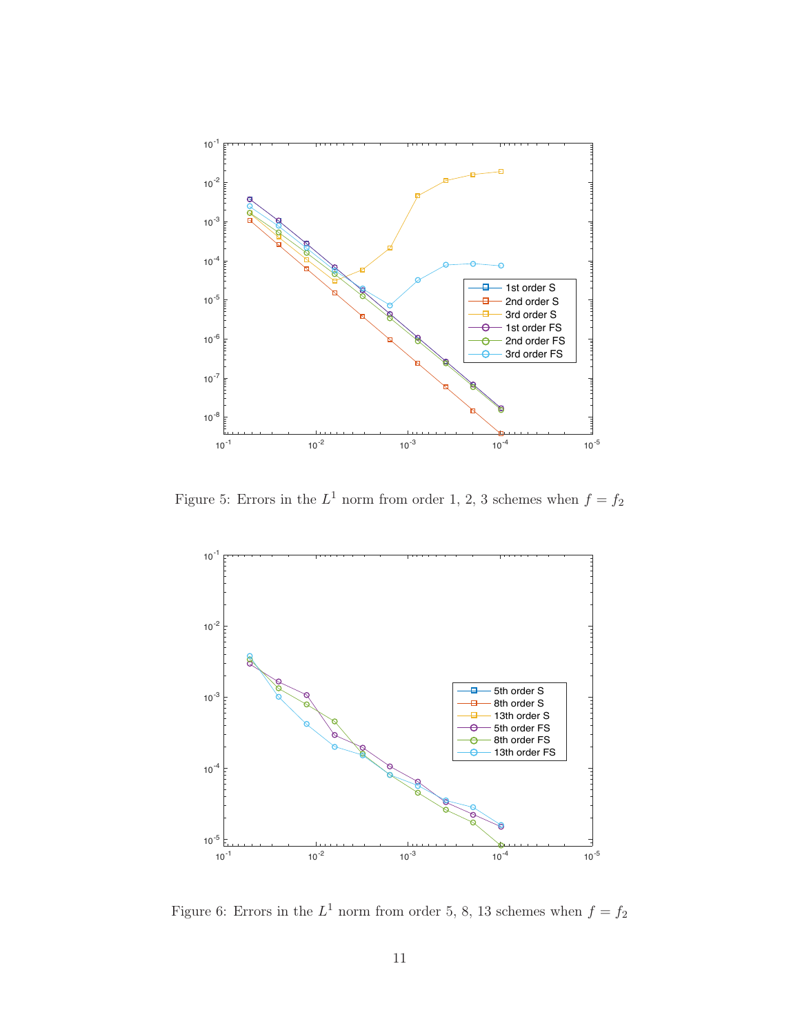Figure 5: Errors in the $L^1$ norm from order 1, 2, 3 schemes when $f = f_2$

Figure 6: Errors in the $L^1$ norm from order 5, 8, 13 schemes when $f = f_2$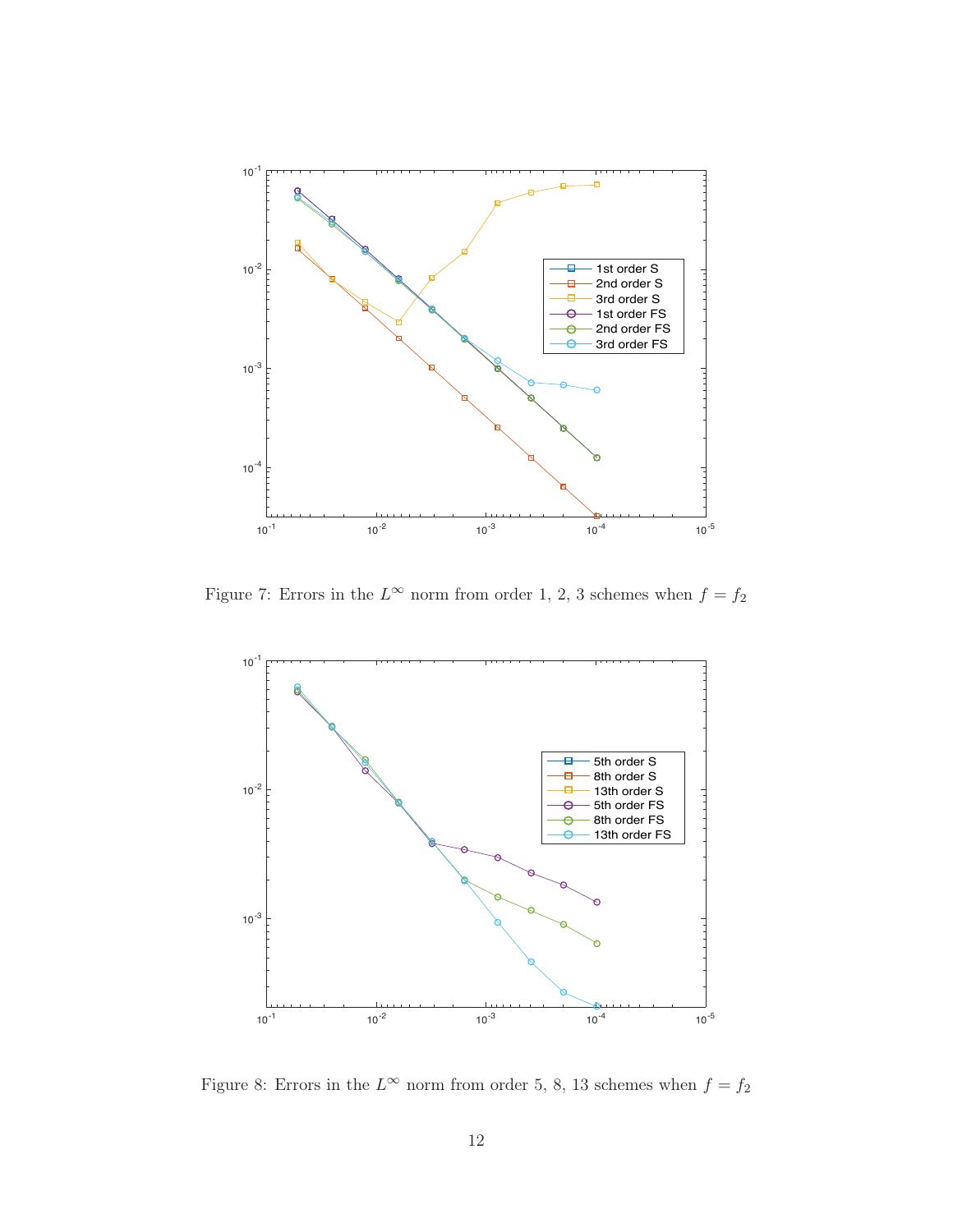Figure 7: Errors in the $L^\infty$ norm from order 1, 2, 3 schemes when $f = f_2$

Figure 8: Errors in the $L^\infty$ norm from order 5, 8, 13 schemes when $f = f_2$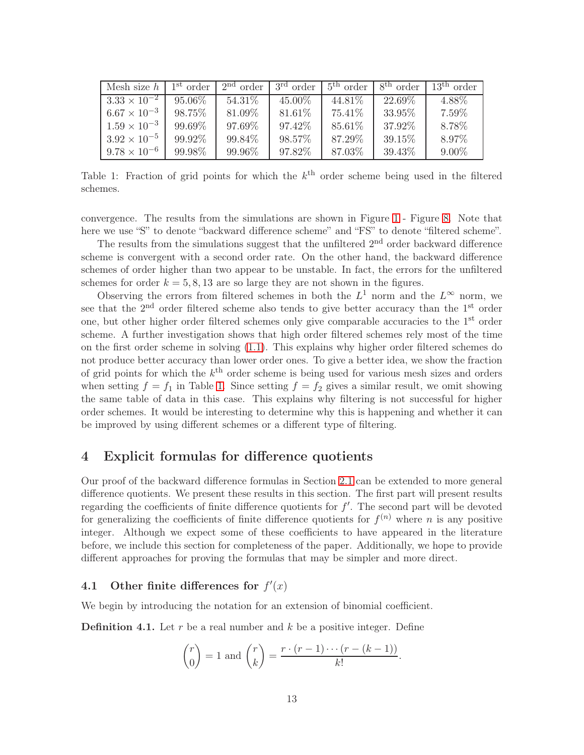| Mesh size $h$ | $1^{\text{st}}$ order | $2^{\text{nd}}$ order | $3^{\text{rd}}$ order | $5^{\text{th}}$ order | $8^{\text{th}}$ order | $13^{\text{th}}$ order |
|---|---|---|---|---|---|---|
| $3.33 \times 10^{-2}$ | 95.06% | 54.31% | 45.00% | 44.81% | 22.69% | 4.88% |
| $6.67 \times 10^{-3}$ | 98.75% | 81.09% | 81.61% | 75.41% | 33.95% | 7.59% |
| $1.59 \times 10^{-3}$ | 99.69% | 97.69% | 97.42% | 85.61% | 37.92% | 8.78% |
| $3.92 \times 10^{-5}$ | 99.92% | 99.84% | 98.57% | 87.29% | 39.15% | 8.97% |
| $9.78 \times 10^{-6}$ | 99.98% | 99.96% | 97.82% | 87.03% | 39.43% | 9.00% |

Table 1: Fraction of grid points for which the $k^{\text{th}}$ order scheme being used in the filtered schemes.

convergence. The results from the simulations are shown in Figure 1 - Figure 8. Note that here we use "S" to denote "backward difference scheme" and "FS" to denote "filtered scheme".

The results from the simulations suggest that the unfiltered $2^{\text{nd}}$ order backward difference scheme is convergent with a second order rate. On the other hand, the backward difference schemes of order higher than two appear to be unstable. In fact, the errors for the unfiltered schemes for order $k = 5, 8, 13$ are so large they are not shown in the figures.

Observing the errors from filtered schemes in both the $L^1$ norm and the $L^\infty$ norm, we see that the $2^{\text{nd}}$ order filtered scheme also tends to give better accuracy than the $1^{\text{st}}$ order one, but other higher order filtered schemes only give comparable accuracies to the $1^{\text{st}}$ order scheme. A further investigation shows that high order filtered schemes rely most of the time on the first order scheme in solving (1.1). This explains why higher order filtered schemes do not produce better accuracy than lower order ones. To give a better idea, we show the fraction of grid points for which the $k^{\text{th}}$ order scheme is being used for various mesh sizes and orders when setting $f = f_1$ in Table 1. Since setting $f = f_2$ gives a similar result, we omit showing the same table of data in this case. This explains why filtering is not successful for higher order schemes. It would be interesting to determine why this is happening and whether it can be improved by using different schemes or a different type of filtering.

# 4 Explicit formulas for difference quotients

Our proof of the backward difference formulas in Section 2.1 can be extended to more general difference quotients. We present these results in this section. The first part will present results regarding the coefficients of finite difference quotients for $f'$. The second part will be devoted for generalizing the coefficients of finite difference quotients for $f^{(n)}$ where $n$ is any positive integer. Although we expect some of these coefficients to have appeared in the literature before, we include this section for completeness of the paper. Additionally, we hope to provide different approaches for proving the formulas that may be simpler and more direct.

## 4.1 Other finite differences for $f'(x)$

We begin by introducing the notation for an extension of binomial coefficient.

**Definition 4.1.** Let $r$ be a real number and $k$ be a positive integer. Define

$$\binom{r}{0} = 1 \text{ and } \binom{r}{k} = \frac{r \cdot (r-1) \cdots (r-(k-1))}{k!}.$$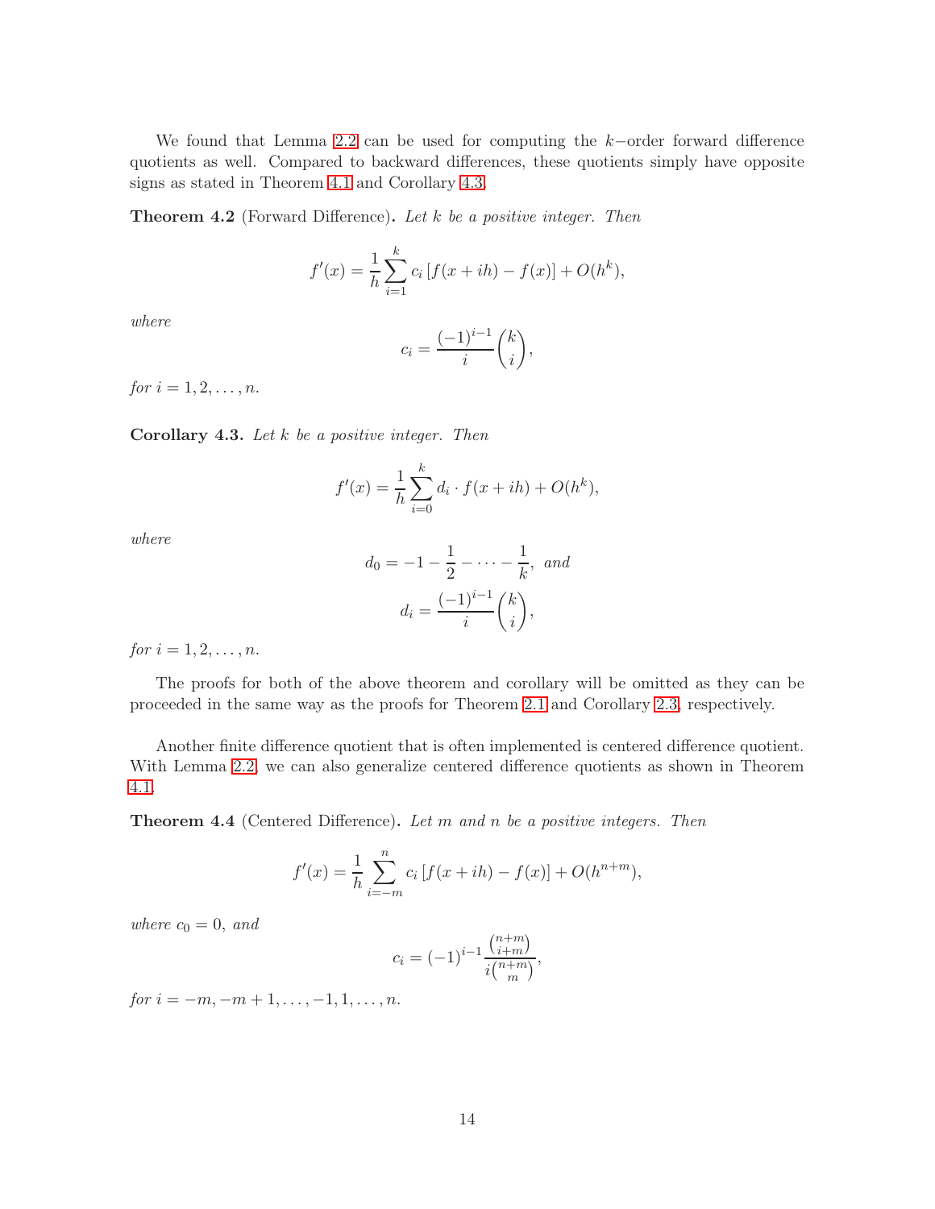We found that Lemma 2.2 can be used for computing the $k-$order forward difference quotients as well. Compared to backward differences, these quotients simply have opposite signs as stated in Theorem 4.1 and Corollary 4.3.

**Theorem 4.2** (Forward Difference)**.** *Let $k$ be a positive integer. Then*

$$f'(x) = \frac{1}{h}\sum_{i=1}^{k} c_i \left[f(x+ih) - f(x)\right] + O(h^k),$$

*where*

$$c_i = \frac{(-1)^{i-1}}{i}\binom{k}{i},$$

*for $i = 1, 2, \ldots, n$.*

**Corollary 4.3.** *Let $k$ be a positive integer. Then*

$$f'(x) = \frac{1}{h}\sum_{i=0}^{k} d_i \cdot f(x+ih) + O(h^k),$$

*where*

$$d_0 = -1 - \frac{1}{2} - \cdots - \frac{1}{k}, \text{ and}$$

$$d_i = \frac{(-1)^{i-1}}{i}\binom{k}{i},$$

*for $i = 1, 2, \ldots, n$.*

The proofs for both of the above theorem and corollary will be omitted as they can be proceeded in the same way as the proofs for Theorem 2.1 and Corollary 2.3, respectively.

Another finite difference quotient that is often implemented is centered difference quotient. With Lemma 2.2, we can also generalize centered difference quotients as shown in Theorem 4.1.

**Theorem 4.4** (Centered Difference)**.** *Let $m$ and $n$ be a positive integers. Then*

$$f'(x) = \frac{1}{h}\sum_{i=-m}^{n} c_i \left[f(x+ih) - f(x)\right] + O(h^{n+m}),$$

*where $c_0 = 0$, and*

$$c_i = (-1)^{i-1}\frac{\binom{n+m}{i+m}}{i\binom{n+m}{m}},$$

*for $i = -m, -m+1, \ldots, -1, 1, \ldots, n$.*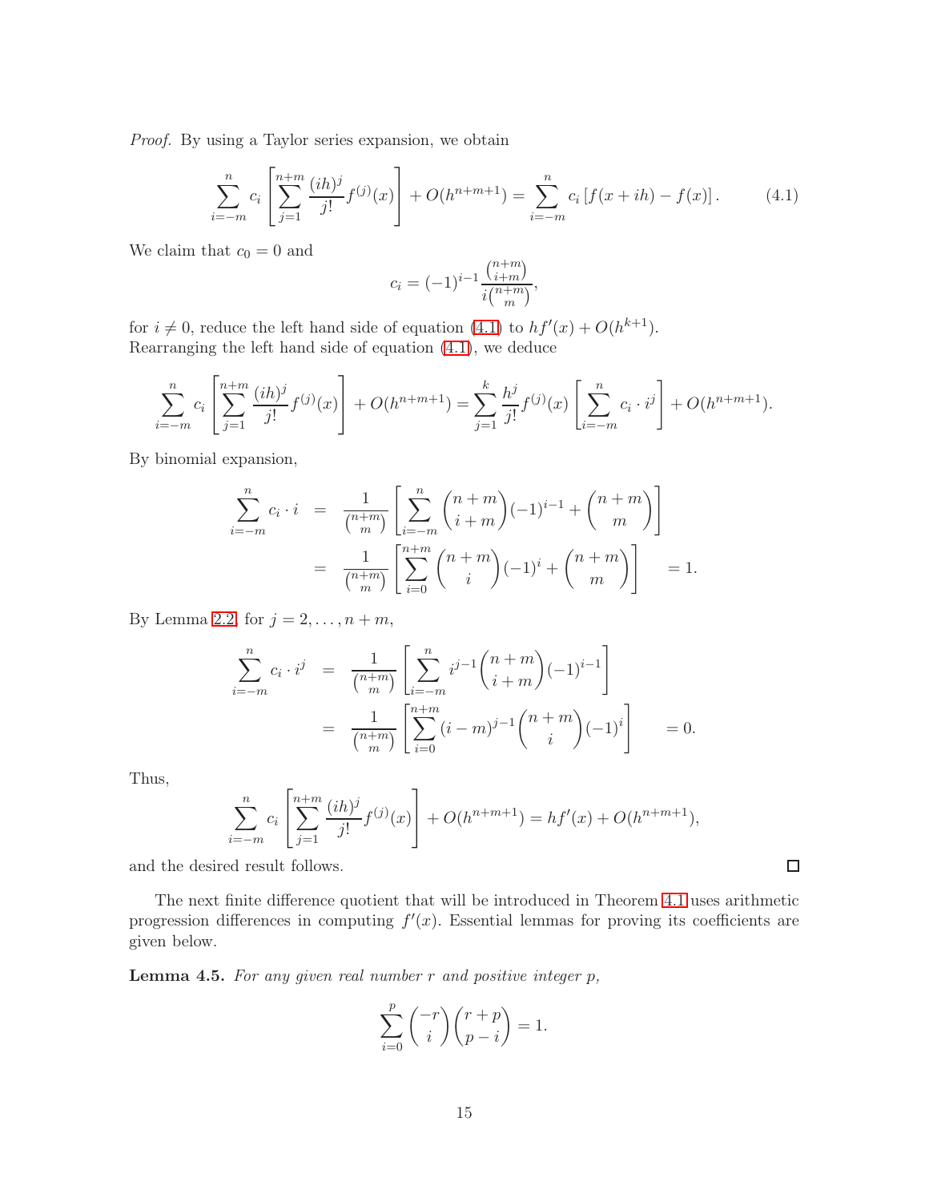*Proof.* By using a Taylor series expansion, we obtain

$$\sum_{i=-m}^{n} c_i \left[ \sum_{j=1}^{n+m} \frac{(ih)^j}{j!} f^{(j)}(x) \right] + O(h^{n+m+1}) = \sum_{i=-m}^{n} c_i \left[ f(x+ih) - f(x) \right]. \tag{4.1}$$

We claim that $c_0 = 0$ and

$$c_i = (-1)^{i-1} \frac{\binom{n+m}{i+m}}{i\binom{n+m}{m}},$$

for $i \neq 0$, reduce the left hand side of equation (4.1) to $hf'(x) + O(h^{k+1})$. Rearranging the left hand side of equation (4.1), we deduce

$$\sum_{i=-m}^{n} c_i \left[ \sum_{j=1}^{n+m} \frac{(ih)^j}{j!} f^{(j)}(x) \right] + O(h^{n+m+1}) = \sum_{j=1}^{k} \frac{h^j}{j!} f^{(j)}(x) \left[ \sum_{i=-m}^{n} c_i \cdot i^j \right] + O(h^{n+m+1}).$$

By binomial expansion,

$$\begin{aligned} \sum_{i=-m}^{n} c_i \cdot i &= \frac{1}{\binom{n+m}{m}} \left[ \sum_{i=-m}^{n} \binom{n+m}{i+m} (-1)^{i-1} + \binom{n+m}{m} \right] \\ &= \frac{1}{\binom{n+m}{m}} \left[ \sum_{i=0}^{n+m} \binom{n+m}{i} (-1)^{i} + \binom{n+m}{m} \right] \quad = 1. \end{aligned}$$

By Lemma 2.2, for $j = 2, \ldots, n+m$,

$$\begin{aligned} \sum_{i=-m}^{n} c_i \cdot i^j &= \frac{1}{\binom{n+m}{m}} \left[ \sum_{i=-m}^{n} i^{j-1} \binom{n+m}{i+m} (-1)^{i-1} \right] \\ &= \frac{1}{\binom{n+m}{m}} \left[ \sum_{i=0}^{n+m} (i-m)^{j-1} \binom{n+m}{i} (-1)^{i} \right] \quad = 0. \end{aligned}$$

Thus,

$$\sum_{i=-m}^{n} c_i \left[ \sum_{j=1}^{n+m} \frac{(ih)^j}{j!} f^{(j)}(x) \right] + O(h^{n+m+1}) = hf'(x) + O(h^{n+m+1}),$$

and the desired result follows. $\square$

The next finite difference quotient that will be introduced in Theorem 4.1 uses arithmetic progression differences in computing $f'(x)$. Essential lemmas for proving its coefficients are given below.

**Lemma 4.5.** *For any given real number $r$ and positive integer $p$,*

$$\sum_{i=0}^{p} \binom{-r}{i} \binom{r+p}{p-i} = 1.$$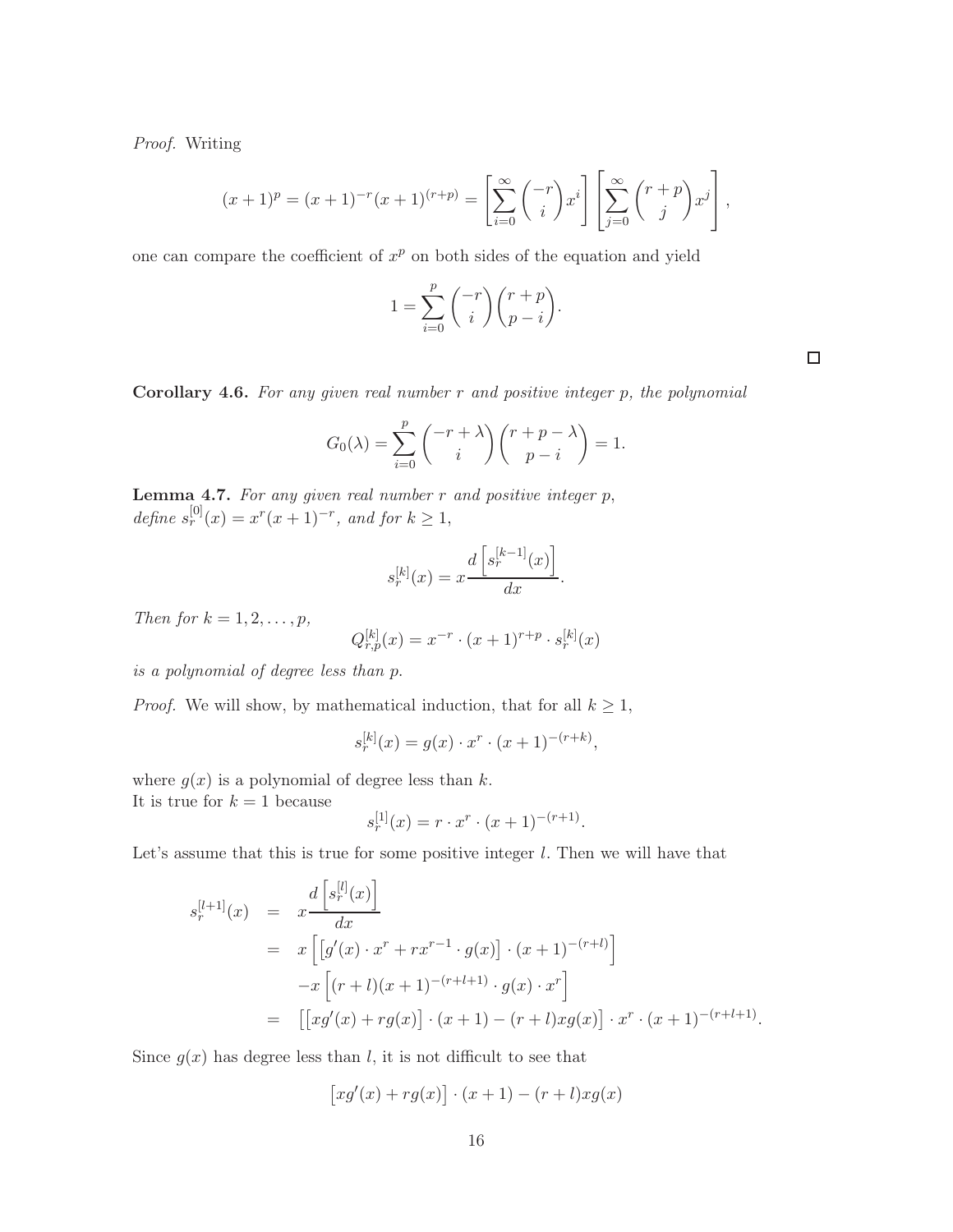*Proof.* Writing

$$(x+1)^p = (x+1)^{-r}(x+1)^{(r+p)} = \left[\sum_{i=0}^{\infty} \binom{-r}{i} x^i\right] \left[\sum_{j=0}^{\infty} \binom{r+p}{j} x^j\right],$$

one can compare the coefficient of $x^p$ on both sides of the equation and yield

$$1 = \sum_{i=0}^{p} \binom{-r}{i} \binom{r+p}{p-i}.$$

□

**Corollary 4.6.** *For any given real number $r$ and positive integer $p$, the polynomial*

$$G_0(\lambda) = \sum_{i=0}^{p} \binom{-r+\lambda}{i} \binom{r+p-\lambda}{p-i} = 1.$$

**Lemma 4.7.** *For any given real number $r$ and positive integer $p$, define $s_r^{[0]}(x) = x^r(x+1)^{-r}$, and for $k \geq 1$,*

$$s_r^{[k]}(x) = x\frac{d\left[s_r^{[k-1]}(x)\right]}{dx}.$$

*Then for $k = 1, 2, \ldots, p$,*

$$Q_{r,p}^{[k]}(x) = x^{-r} \cdot (x+1)^{r+p} \cdot s_r^{[k]}(x)$$

*is a polynomial of degree less than $p$.*

*Proof.* We will show, by mathematical induction, that for all $k \geq 1$,

$$s_r^{[k]}(x) = g(x) \cdot x^r \cdot (x+1)^{-(r+k)},$$

where $g(x)$ is a polynomial of degree less than $k$.
It is true for $k = 1$ because

$$s_r^{[1]}(x) = r \cdot x^r \cdot (x+1)^{-(r+1)}.$$

Let's assume that this is true for some positive integer $l$. Then we will have that

$$\begin{aligned}
s_r^{[l+1]}(x) &= x\frac{d\left[s_r^{[l]}(x)\right]}{dx} \\
&= x\left[\left[g'(x) \cdot x^r + rx^{r-1} \cdot g(x)\right] \cdot (x+1)^{-(r+l)}\right] \\
&\quad -x\left[(r+l)(x+1)^{-(r+l+1)} \cdot g(x) \cdot x^r\right] \\
&= \left[\left[xg'(x) + rg(x)\right] \cdot (x+1) - (r+l)xg(x)\right] \cdot x^r \cdot (x+1)^{-(r+l+1)}.
\end{aligned}$$

Since $g(x)$ has degree less than $l$, it is not difficult to see that

$$\left[xg'(x) + rg(x)\right] \cdot (x+1) - (r+l)xg(x)$$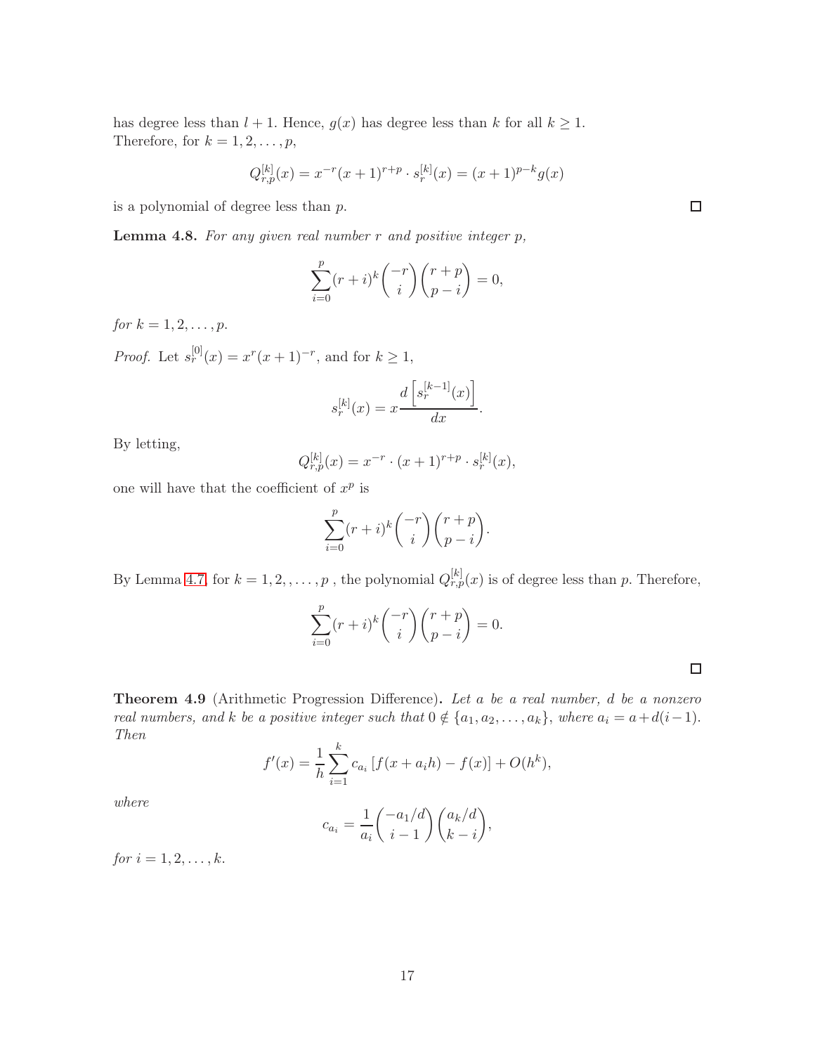has degree less than $l+1$. Hence, $g(x)$ has degree less than $k$ for all $k \geq 1$.
Therefore, for $k = 1, 2, \ldots, p$,

$$Q_{r,p}^{[k]}(x) = x^{-r}(x+1)^{r+p} \cdot s_r^{[k]}(x) = (x+1)^{p-k} g(x)$$

is a polynomial of degree less than $p$. ☐

**Lemma 4.8.** *For any given real number $r$ and positive integer $p$,*

$$\sum_{i=0}^{p} (r+i)^k \binom{-r}{i} \binom{r+p}{p-i} = 0,$$

*for $k = 1, 2, \ldots, p$.*

*Proof.* Let $s_r^{[0]}(x) = x^r(x+1)^{-r}$, and for $k \geq 1$,

$$s_r^{[k]}(x) = x \frac{d\left[s_r^{[k-1]}(x)\right]}{dx}.$$

By letting,

$$Q_{r,p}^{[k]}(x) = x^{-r} \cdot (x+1)^{r+p} \cdot s_r^{[k]}(x),$$

one will have that the coefficient of $x^p$ is

$$\sum_{i=0}^{p} (r+i)^k \binom{-r}{i} \binom{r+p}{p-i}.$$

By Lemma 4.7, for $k = 1, 2, \ldots, p$ , the polynomial $Q_{r,p}^{[k]}(x)$ is of degree less than $p$. Therefore,

$$\sum_{i=0}^{p} (r+i)^k \binom{-r}{i} \binom{r+p}{p-i} = 0.$$

☐

**Theorem 4.9** (Arithmetic Progression Difference)**.** *Let $a$ be a real number, $d$ be a nonzero real numbers, and $k$ be a positive integer such that $0 \notin \{a_1, a_2, \ldots, a_k\}$, where $a_i = a + d(i-1)$. Then*

$$f'(x) = \frac{1}{h} \sum_{i=1}^{k} c_{a_i} \left[f(x + a_i h) - f(x)\right] + O(h^k),$$

*where*

$$c_{a_i} = \frac{1}{a_i} \binom{-a_1/d}{i-1} \binom{a_k/d}{k-i},$$

*for $i = 1, 2, \ldots, k$.*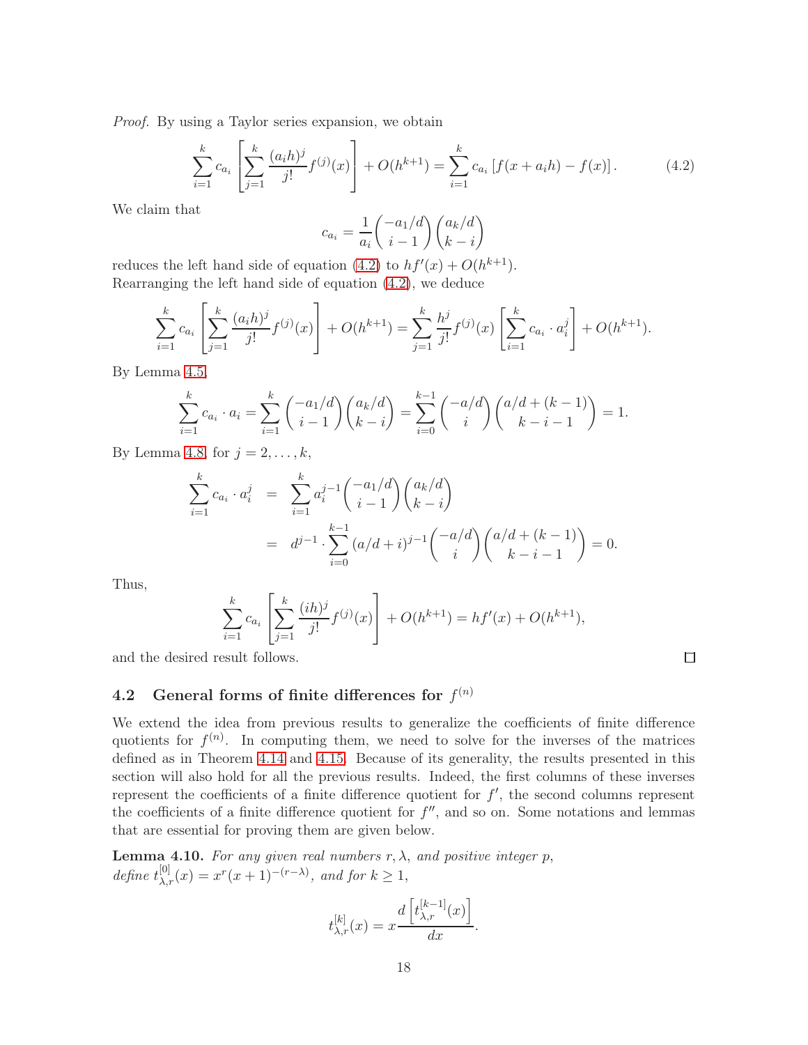*Proof.* By using a Taylor series expansion, we obtain

$$\sum_{i=1}^{k} c_{a_i} \left[ \sum_{j=1}^{k} \frac{(a_i h)^j}{j!} f^{(j)}(x) \right] + O(h^{k+1}) = \sum_{i=1}^{k} c_{a_i} \left[ f(x + a_i h) - f(x) \right]. \tag{4.2}$$

We claim that

$$c_{a_i} = \frac{1}{a_i} \binom{-a_1/d}{i-1} \binom{a_k/d}{k-i}$$

reduces the left hand side of equation (4.2) to $hf'(x) + O(h^{k+1})$.
Rearranging the left hand side of equation (4.2), we deduce

$$\sum_{i=1}^{k} c_{a_i} \left[ \sum_{j=1}^{k} \frac{(a_i h)^j}{j!} f^{(j)}(x) \right] + O(h^{k+1}) = \sum_{j=1}^{k} \frac{h^j}{j!} f^{(j)}(x) \left[ \sum_{i=1}^{k} c_{a_i} \cdot a_i^j \right] + O(h^{k+1}).$$

By Lemma 4.5,

$$\sum_{i=1}^{k} c_{a_i} \cdot a_i = \sum_{i=1}^{k} \binom{-a_1/d}{i-1} \binom{a_k/d}{k-i} = \sum_{i=0}^{k-1} \binom{-a/d}{i} \binom{a/d + (k-1)}{k-i-1} = 1.$$

By Lemma 4.8, for $j = 2, \ldots, k$,

$$\begin{aligned}
\sum_{i=1}^{k} c_{a_i} \cdot a_i^j &= \sum_{i=1}^{k} a_i^{j-1} \binom{-a_1/d}{i-1} \binom{a_k/d}{k-i} \\
&= d^{j-1} \cdot \sum_{i=0}^{k-1} (a/d + i)^{j-1} \binom{-a/d}{i} \binom{a/d + (k-1)}{k-i-1} = 0.
\end{aligned}$$

Thus,

$$\sum_{i=1}^{k} c_{a_i} \left[ \sum_{j=1}^{k} \frac{(ih)^j}{j!} f^{(j)}(x) \right] + O(h^{k+1}) = hf'(x) + O(h^{k+1}),$$

and the desired result follows. □

## 4.2 General forms of finite differences for $f^{(n)}$

We extend the idea from previous results to generalize the coefficients of finite difference quotients for $f^{(n)}$. In computing them, we need to solve for the inverses of the matrices defined as in Theorem 4.14 and 4.15. Because of its generality, the results presented in this section will also hold for all the previous results. Indeed, the first columns of these inverses represent the coefficients of a finite difference quotient for $f'$, the second columns represent the coefficients of a finite difference quotient for $f''$, and so on. Some notations and lemmas that are essential for proving them are given below.

**Lemma 4.10.** *For any given real numbers $r, \lambda$, and positive integer $p$, define $t_{\lambda,r}^{[0]}(x) = x^r (x+1)^{-(r-\lambda)}$, and for $k \geq 1$,*

$$t_{\lambda,r}^{[k]}(x) = x \frac{d\left[t_{\lambda,r}^{[k-1]}(x)\right]}{dx}.$$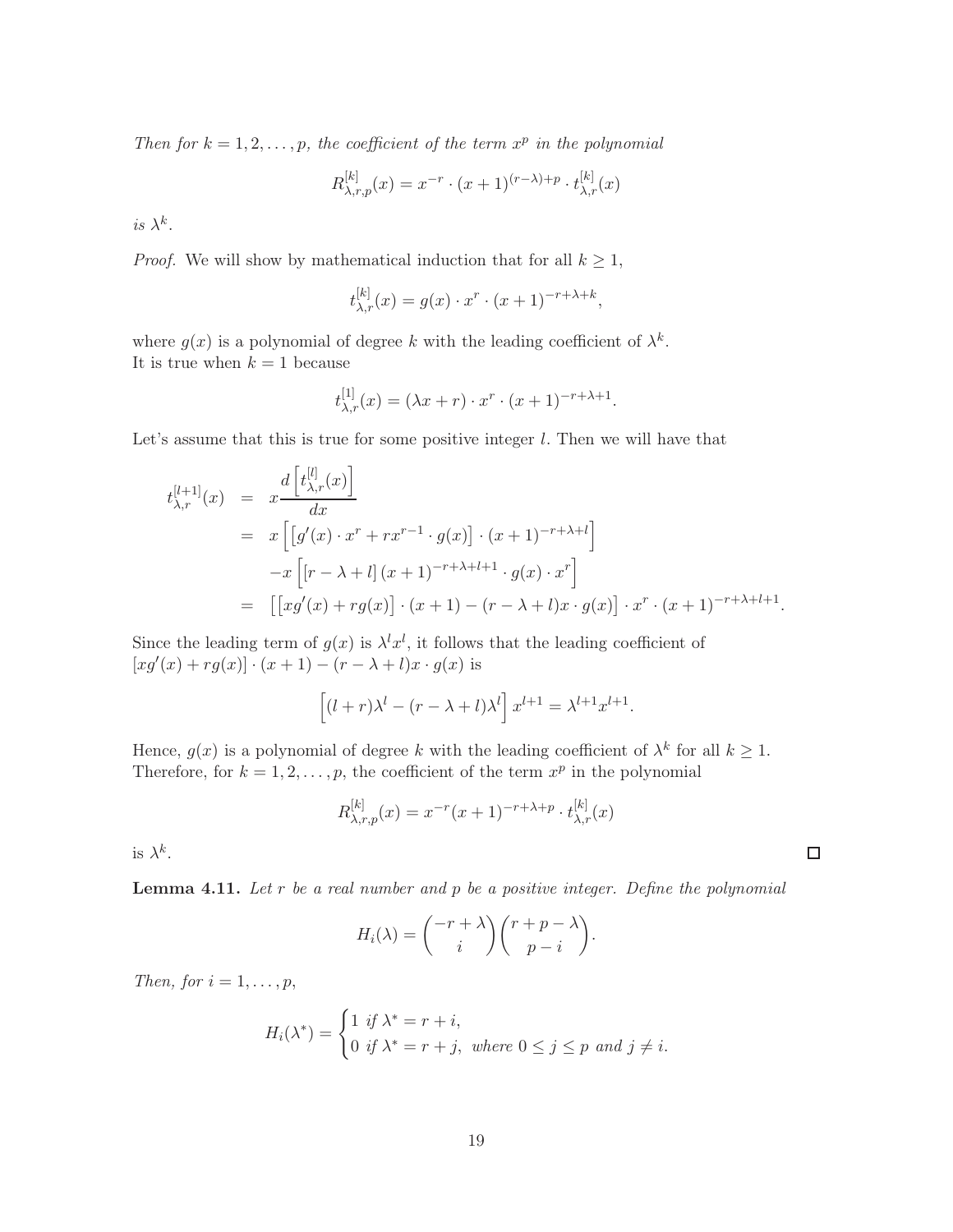*Then for $k = 1, 2, \ldots, p$, the coefficient of the term $x^p$ in the polynomial*

$$R^{[k]}_{\lambda,r,p}(x) = x^{-r} \cdot (x+1)^{(r-\lambda)+p} \cdot t^{[k]}_{\lambda,r}(x)$$

*is $\lambda^k$.*

*Proof.* We will show by mathematical induction that for all $k \geq 1$,

$$t^{[k]}_{\lambda,r}(x) = g(x) \cdot x^r \cdot (x+1)^{-r+\lambda+k},$$

where $g(x)$ is a polynomial of degree $k$ with the leading coefficient of $\lambda^k$.
It is true when $k = 1$ because

$$t^{[1]}_{\lambda,r}(x) = (\lambda x + r) \cdot x^r \cdot (x+1)^{-r+\lambda+1}.$$

Let's assume that this is true for some positive integer $l$. Then we will have that

$$\begin{aligned}
t^{[l+1]}_{\lambda,r}(x) &= x\frac{d\left[t^{[l]}_{\lambda,r}(x)\right]}{dx} \\
&= x\left[\left[g'(x) \cdot x^r + rx^{r-1} \cdot g(x)\right] \cdot (x+1)^{-r+\lambda+l}\right] \\
&\quad -x\left[\left[r - \lambda + l\right](x+1)^{-r+\lambda+l+1} \cdot g(x) \cdot x^r\right] \\
&= \left[\left[xg'(x) + rg(x)\right] \cdot (x+1) - (r-\lambda+l)x \cdot g(x)\right] \cdot x^r \cdot (x+1)^{-r+\lambda+l+1}.
\end{aligned}$$

Since the leading term of $g(x)$ is $\lambda^l x^l$, it follows that the leading coefficient of $[xg'(x) + rg(x)] \cdot (x+1) - (r-\lambda+l)x \cdot g(x)$ is

$$\left[(l+r)\lambda^l - (r-\lambda+l)\lambda^l\right]x^{l+1} = \lambda^{l+1}x^{l+1}.$$

Hence, $g(x)$ is a polynomial of degree $k$ with the leading coefficient of $\lambda^k$ for all $k \geq 1$.
Therefore, for $k = 1, 2, \ldots, p$, the coefficient of the term $x^p$ in the polynomial

$$R^{[k]}_{\lambda,r,p}(x) = x^{-r}(x+1)^{-r+\lambda+p} \cdot t^{[k]}_{\lambda,r}(x)$$

is $\lambda^k$. $\square$

**Lemma 4.11.** *Let $r$ be a real number and $p$ be a positive integer. Define the polynomial*

$$H_i(\lambda) = \binom{-r+\lambda}{i}\binom{r+p-\lambda}{p-i}.$$

*Then, for $i = 1, \ldots, p$,*

$$H_i(\lambda^*) = \begin{cases} 1 \text{ if } \lambda^* = r+i, \\ 0 \text{ if } \lambda^* = r+j, \text{ where } 0 \leq j \leq p \text{ and } j \neq i. \end{cases}$$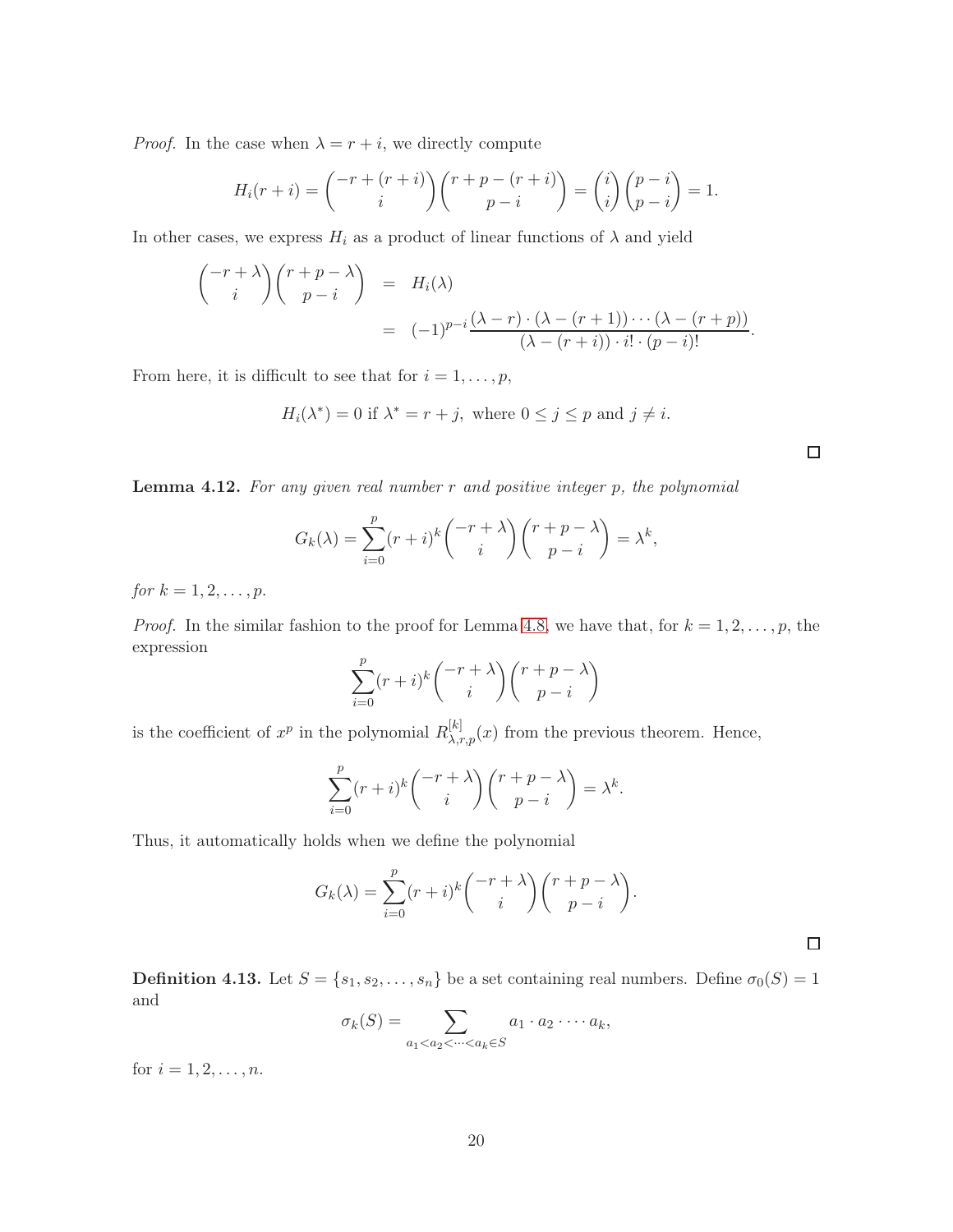*Proof.* In the case when $\lambda = r + i$, we directly compute

$$H_i(r+i) = \binom{-r+(r+i)}{i}\binom{r+p-(r+i)}{p-i} = \binom{i}{i}\binom{p-i}{p-i} = 1.$$

In other cases, we express $H_i$ as a product of linear functions of $\lambda$ and yield

$$\begin{aligned}\binom{-r+\lambda}{i}\binom{r+p-\lambda}{p-i} &= H_i(\lambda) \\ &= (-1)^{p-i}\frac{(\lambda - r)\cdot(\lambda-(r+1))\cdots(\lambda-(r+p))}{(\lambda-(r+i))\cdot i!\cdot(p-i)!}.\end{aligned}$$

From here, it is difficult to see that for $i = 1, \ldots, p$,

$$H_i(\lambda^*) = 0 \text{ if } \lambda^* = r + j, \text{ where } 0 \le j \le p \text{ and } j \ne i.$$

□

**Lemma 4.12.** *For any given real number $r$ and positive integer $p$, the polynomial*

$$G_k(\lambda) = \sum_{i=0}^{p}(r+i)^k\binom{-r+\lambda}{i}\binom{r+p-\lambda}{p-i} = \lambda^k,$$

*for $k = 1, 2, \ldots, p$.*

*Proof.* In the similar fashion to the proof for Lemma 4.8, we have that, for $k = 1, 2, \ldots, p$, the expression

$$\sum_{i=0}^{p}(r+i)^k\binom{-r+\lambda}{i}\binom{r+p-\lambda}{p-i}$$

is the coefficient of $x^p$ in the polynomial $R^{[k]}_{\lambda,r,p}(x)$ from the previous theorem. Hence,

$$\sum_{i=0}^{p}(r+i)^k\binom{-r+\lambda}{i}\binom{r+p-\lambda}{p-i} = \lambda^k.$$

Thus, it automatically holds when we define the polynomial

$$G_k(\lambda) = \sum_{i=0}^{p}(r+i)^k\binom{-r+\lambda}{i}\binom{r+p-\lambda}{p-i}.$$

□

**Definition 4.13.** Let $S = \{s_1, s_2, \ldots, s_n\}$ be a set containing real numbers. Define $\sigma_0(S) = 1$ and

$$\sigma_k(S) = \sum_{a_1 < a_2 < \cdots < a_k \in S} a_1 \cdot a_2 \cdot \cdots \cdot a_k,$$

for $i = 1, 2, \ldots, n$.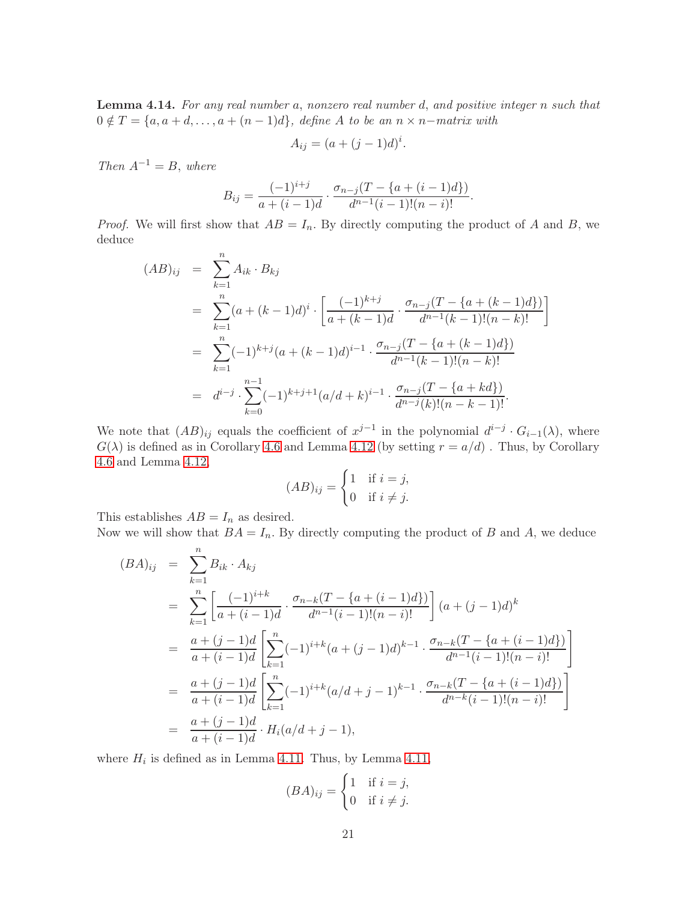**Lemma 4.14.** *For any real number $a$, nonzero real number $d$, and positive integer $n$ such that $0 \notin T = \{a, a+d, \ldots, a+(n-1)d\}$, define $A$ to be an $n \times n-$matrix with*

$$A_{ij} = (a + (j-1)d)^i.$$

*Then $A^{-1} = B$, where*

$$B_{ij} = \frac{(-1)^{i+j}}{a+(i-1)d} \cdot \frac{\sigma_{n-j}(T - \{a+(i-1)d\})}{d^{n-1}(i-1)!(n-i)!}.$$

*Proof.* We will first show that $AB = I_n$. By directly computing the product of $A$ and $B$, we deduce

$$\begin{aligned}
(AB)_{ij} &= \sum_{k=1}^{n} A_{ik} \cdot B_{kj} \\
&= \sum_{k=1}^{n} (a+(k-1)d)^i \cdot \left[ \frac{(-1)^{k+j}}{a+(k-1)d} \cdot \frac{\sigma_{n-j}(T - \{a+(k-1)d\})}{d^{n-1}(k-1)!(n-k)!} \right] \\
&= \sum_{k=1}^{n} (-1)^{k+j} (a+(k-1)d)^{i-1} \cdot \frac{\sigma_{n-j}(T - \{a+(k-1)d\})}{d^{n-1}(k-1)!(n-k)!} \\
&= d^{i-j} \cdot \sum_{k=0}^{n-1} (-1)^{k+j+1} (a/d+k)^{i-1} \cdot \frac{\sigma_{n-j}(T - \{a+kd\})}{d^{n-j}(k)!(n-k-1)!}.
\end{aligned}$$

We note that $(AB)_{ij}$ equals the coefficient of $x^{j-1}$ in the polynomial $d^{i-j} \cdot G_{i-1}(\lambda)$, where $G(\lambda)$ is defined as in Corollary 4.6 and Lemma 4.12 (by setting $r = a/d$) . Thus, by Corollary 4.6 and Lemma 4.12,

$$(AB)_{ij} = \begin{cases} 1 & \text{if } i = j, \\ 0 & \text{if } i \neq j. \end{cases}$$

This establishes $AB = I_n$ as desired.
Now we will show that $BA = I_n$. By directly computing the product of $B$ and $A$, we deduce

$$\begin{aligned}
(BA)_{ij} &= \sum_{k=1}^{n} B_{ik} \cdot A_{kj} \\
&= \sum_{k=1}^{n} \left[ \frac{(-1)^{i+k}}{a+(i-1)d} \cdot \frac{\sigma_{n-k}(T - \{a+(i-1)d\})}{d^{n-1}(i-1)!(n-i)!} \right] (a+(j-1)d)^k \\
&= \frac{a+(j-1)d}{a+(i-1)d} \left[ \sum_{k=1}^{n} (-1)^{i+k} (a+(j-1)d)^{k-1} \cdot \frac{\sigma_{n-k}(T - \{a+(i-1)d\})}{d^{n-1}(i-1)!(n-i)!} \right] \\
&= \frac{a+(j-1)d}{a+(i-1)d} \left[ \sum_{k=1}^{n} (-1)^{i+k} (a/d+j-1)^{k-1} \cdot \frac{\sigma_{n-k}(T - \{a+(i-1)d\})}{d^{n-k}(i-1)!(n-i)!} \right] \\
&= \frac{a+(j-1)d}{a+(i-1)d} \cdot H_i(a/d+j-1),
\end{aligned}$$

where $H_i$ is defined as in Lemma 4.11. Thus, by Lemma 4.11,

$$(BA)_{ij} = \begin{cases} 1 & \text{if } i = j, \\ 0 & \text{if } i \neq j. \end{cases}$$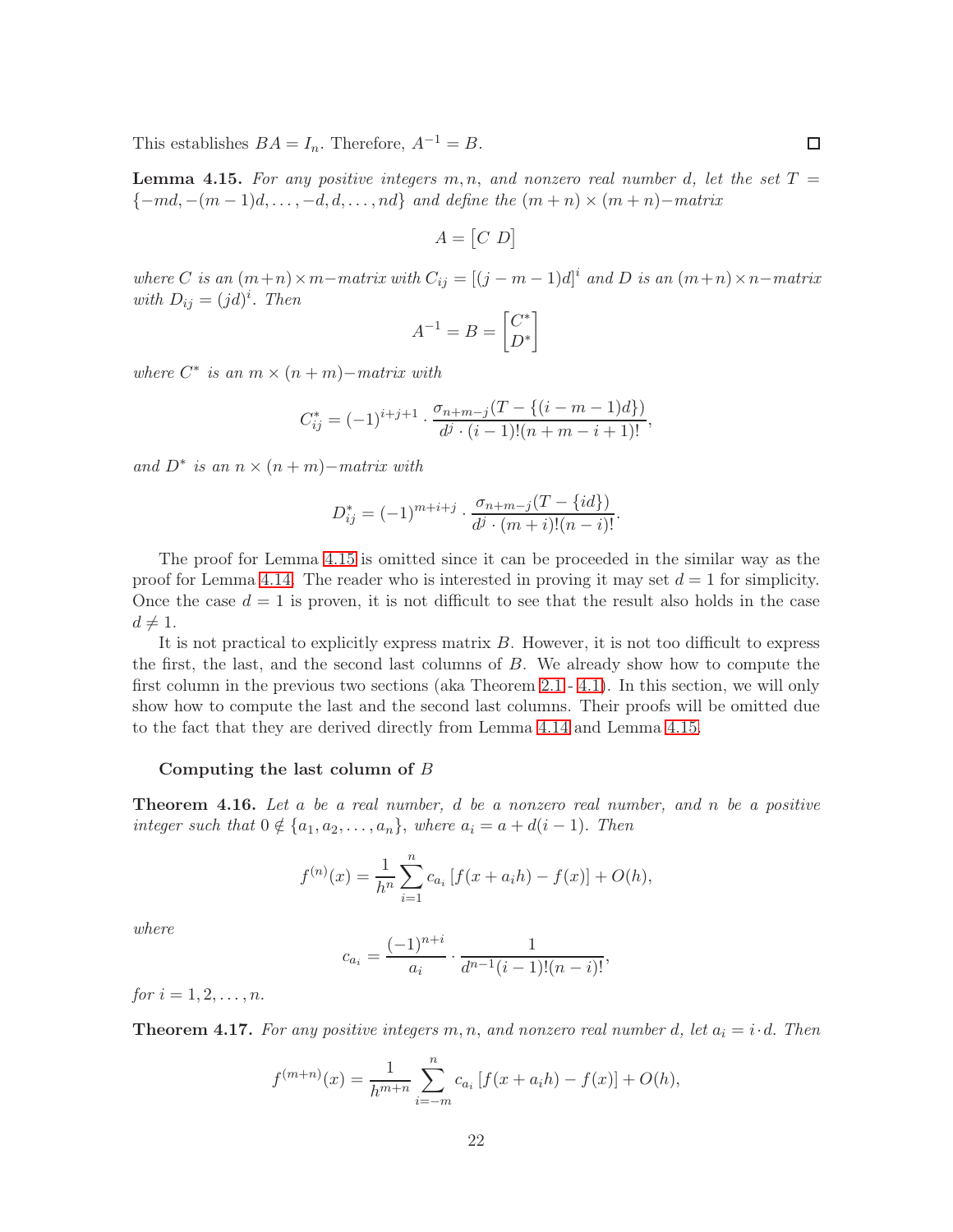This establishes $BA = I_n$. Therefore, $A^{-1} = B$. □

**Lemma 4.15.** *For any positive integers $m, n$, and nonzero real number $d$, let the set $T = \{-md, -(m-1)d, \ldots, -d, d, \ldots, nd\}$ and define the $(m+n) \times (m+n)-$matrix*

$$A = \begin{bmatrix} C & D \end{bmatrix}$$

*where $C$ is an $(m+n) \times m-$matrix with $C_{ij} = [(j-m-1)d]^i$ and $D$ is an $(m+n) \times n-$matrix with $D_{ij} = (jd)^i$. Then*

$$A^{-1} = B = \begin{bmatrix} C^* \\ D^* \end{bmatrix}$$

*where $C^*$ is an $m \times (n+m)-$matrix with*

$$C^*_{ij} = (-1)^{i+j+1} \cdot \frac{\sigma_{n+m-j}(T - \{(i-m-1)d\})}{d^j \cdot (i-1)!(n+m-i+1)!},$$

*and $D^*$ is an $n \times (n+m)-$matrix with*

$$D^*_{ij} = (-1)^{m+i+j} \cdot \frac{\sigma_{n+m-j}(T - \{id\})}{d^j \cdot (m+i)!(n-i)!}.$$

The proof for Lemma 4.15 is omitted since it can be proceeded in the similar way as the proof for Lemma 4.14. The reader who is interested in proving it may set $d = 1$ for simplicity. Once the case $d = 1$ is proven, it is not difficult to see that the result also holds in the case $d \neq 1$.

It is not practical to explicitly express matrix $B$. However, it is not too difficult to express the first, the last, and the second last columns of $B$. We already show how to compute the first column in the previous two sections (aka Theorem 2.1 - 4.1). In this section, we will only show how to compute the last and the second last columns. Their proofs will be omitted due to the fact that they are derived directly from Lemma 4.14 and Lemma 4.15.

**Computing the last column of $B$**

**Theorem 4.16.** *Let $a$ be a real number, $d$ be a nonzero real number, and $n$ be a positive integer such that $0 \notin \{a_1, a_2, \ldots, a_n\}$, where $a_i = a + d(i-1)$. Then*

$$f^{(n)}(x) = \frac{1}{h^n} \sum_{i=1}^{n} c_{a_i} \left[ f(x + a_i h) - f(x) \right] + O(h),$$

*where*

$$c_{a_i} = \frac{(-1)^{n+i}}{a_i} \cdot \frac{1}{d^{n-1}(i-1)!(n-i)!},$$

*for $i = 1, 2, \ldots, n$.*

**Theorem 4.17.** *For any positive integers $m, n$, and nonzero real number $d$, let $a_i = i \cdot d$. Then*

$$f^{(m+n)}(x) = \frac{1}{h^{m+n}} \sum_{i=-m}^{n} c_{a_i} \left[ f(x + a_i h) - f(x) \right] + O(h),$$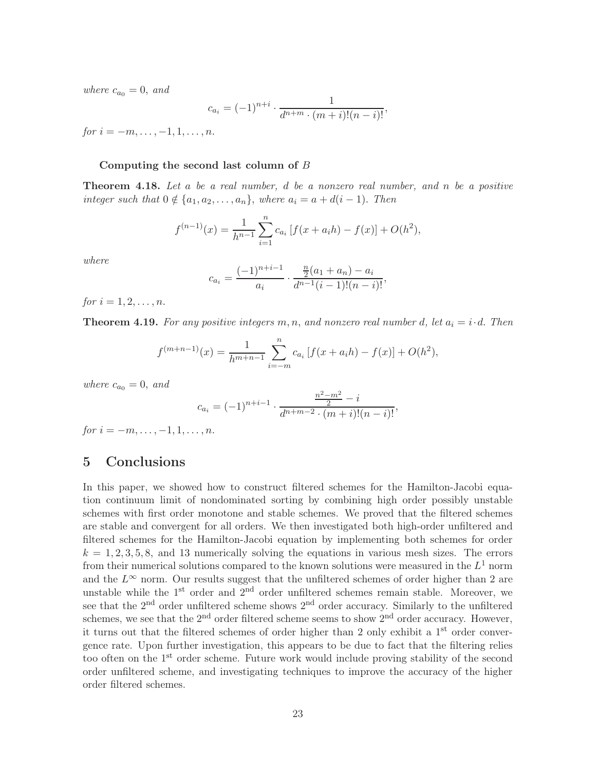*where* $c_{a_0} = 0$, *and*

$$c_{a_i} = (-1)^{n+i} \cdot \frac{1}{d^{n+m} \cdot (m+i)!(n-i)!},$$

*for* $i = -m, \ldots, -1, 1, \ldots, n$.

#### Computing the second last column of $B$

**Theorem 4.18.** *Let $a$ be a real number, $d$ be a nonzero real number, and $n$ be a positive integer such that $0 \notin \{a_1, a_2, \ldots, a_n\}$, where $a_i = a + d(i-1)$. Then*

$$f^{(n-1)}(x) = \frac{1}{h^{n-1}} \sum_{i=1}^{n} c_{a_i} \left[ f(x + a_i h) - f(x) \right] + O(h^2),$$

*where*

$$c_{a_i} = \frac{(-1)^{n+i-1}}{a_i} \cdot \frac{\frac{n}{2}(a_1 + a_n) - a_i}{d^{n-1}(i-1)!(n-i)!},$$

*for* $i = 1, 2, \ldots, n$.

**Theorem 4.19.** *For any positive integers $m, n$, and nonzero real number $d$, let $a_i = i \cdot d$. Then*

$$f^{(m+n-1)}(x) = \frac{1}{h^{m+n-1}} \sum_{i=-m}^{n} c_{a_i} \left[ f(x + a_i h) - f(x) \right] + O(h^2),$$

*where* $c_{a_0} = 0$, *and*

$$c_{a_i} = (-1)^{n+i-1} \cdot \frac{\frac{n^2 - m^2}{2} - i}{d^{n+m-2} \cdot (m+i)!(n-i)!},$$

*for* $i = -m, \ldots, -1, 1, \ldots, n$.

## 5 Conclusions

In this paper, we showed how to construct filtered schemes for the Hamilton-Jacobi equation continuum limit of nondominated sorting by combining high order possibly unstable schemes with first order monotone and stable schemes. We proved that the filtered schemes are stable and convergent for all orders. We then investigated both high-order unfiltered and filtered schemes for the Hamilton-Jacobi equation by implementing both schemes for order $k = 1, 2, 3, 5, 8$, and 13 numerically solving the equations in various mesh sizes. The errors from their numerical solutions compared to the known solutions were measured in the $L^1$ norm and the $L^\infty$ norm. Our results suggest that the unfiltered schemes of order higher than 2 are unstable while the 1st order and 2nd order unfiltered schemes remain stable. Moreover, we see that the 2nd order unfiltered scheme shows 2nd order accuracy. Similarly to the unfiltered schemes, we see that the 2nd order filtered scheme seems to show 2nd order accuracy. However, it turns out that the filtered schemes of order higher than 2 only exhibit a 1st order convergence rate. Upon further investigation, this appears to be due to fact that the filtering relies too often on the 1st order scheme. Future work would include proving stability of the second order unfiltered scheme, and investigating techniques to improve the accuracy of the higher order filtered schemes.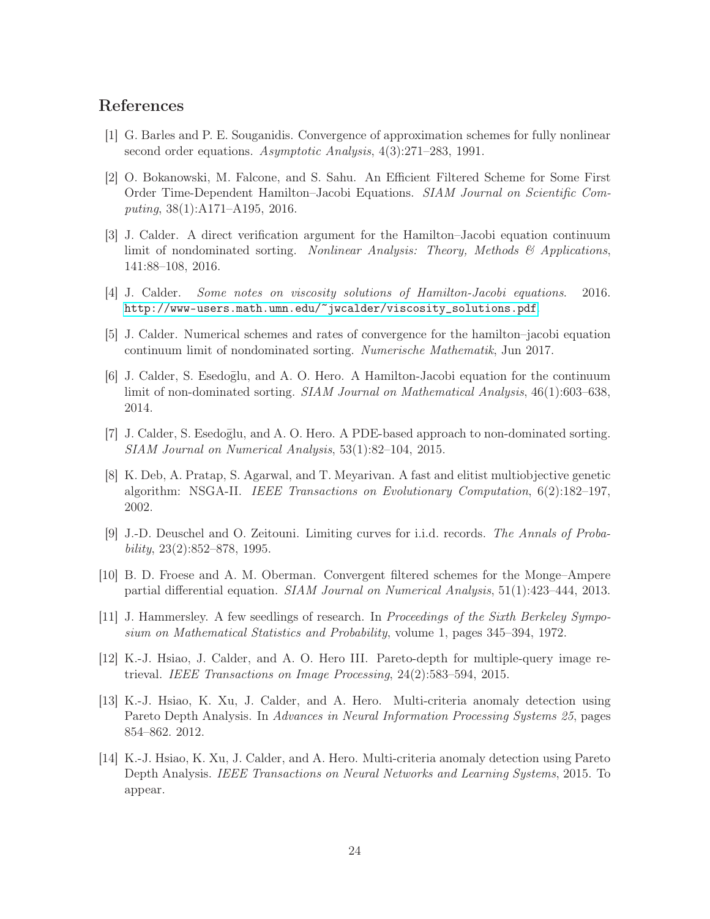## References

[1] G. Barles and P. E. Souganidis. Convergence of approximation schemes for fully nonlinear second order equations. *Asymptotic Analysis*, 4(3):271–283, 1991.

[2] O. Bokanowski, M. Falcone, and S. Sahu. An Efficient Filtered Scheme for Some First Order Time-Dependent Hamilton–Jacobi Equations. *SIAM Journal on Scientific Computing*, 38(1):A171–A195, 2016.

[3] J. Calder. A direct verification argument for the Hamilton–Jacobi equation continuum limit of nondominated sorting. *Nonlinear Analysis: Theory, Methods & Applications*, 141:88–108, 2016.

[4] J. Calder. *Some notes on viscosity solutions of Hamilton-Jacobi equations*. 2016. http://www-users.math.umn.edu/~jwcalder/viscosity_solutions.pdf.

[5] J. Calder. Numerical schemes and rates of convergence for the hamilton–jacobi equation continuum limit of nondominated sorting. *Numerische Mathematik*, Jun 2017.

[6] J. Calder, S. Esedoḡlu, and A. O. Hero. A Hamilton-Jacobi equation for the continuum limit of non-dominated sorting. *SIAM Journal on Mathematical Analysis*, 46(1):603–638, 2014.

[7] J. Calder, S. Esedoḡlu, and A. O. Hero. A PDE-based approach to non-dominated sorting. *SIAM Journal on Numerical Analysis*, 53(1):82–104, 2015.

[8] K. Deb, A. Pratap, S. Agarwal, and T. Meyarivan. A fast and elitist multiobjective genetic algorithm: NSGA-II. *IEEE Transactions on Evolutionary Computation*, 6(2):182–197, 2002.

[9] J.-D. Deuschel and O. Zeitouni. Limiting curves for i.i.d. records. *The Annals of Probability*, 23(2):852–878, 1995.

[10] B. D. Froese and A. M. Oberman. Convergent filtered schemes for the Monge–Ampere partial differential equation. *SIAM Journal on Numerical Analysis*, 51(1):423–444, 2013.

[11] J. Hammersley. A few seedlings of research. In *Proceedings of the Sixth Berkeley Symposium on Mathematical Statistics and Probability*, volume 1, pages 345–394, 1972.

[12] K.-J. Hsiao, J. Calder, and A. O. Hero III. Pareto-depth for multiple-query image retrieval. *IEEE Transactions on Image Processing*, 24(2):583–594, 2015.

[13] K.-J. Hsiao, K. Xu, J. Calder, and A. Hero. Multi-criteria anomaly detection using Pareto Depth Analysis. In *Advances in Neural Information Processing Systems 25*, pages 854–862. 2012.

[14] K.-J. Hsiao, K. Xu, J. Calder, and A. Hero. Multi-criteria anomaly detection using Pareto Depth Analysis. *IEEE Transactions on Neural Networks and Learning Systems*, 2015. To appear.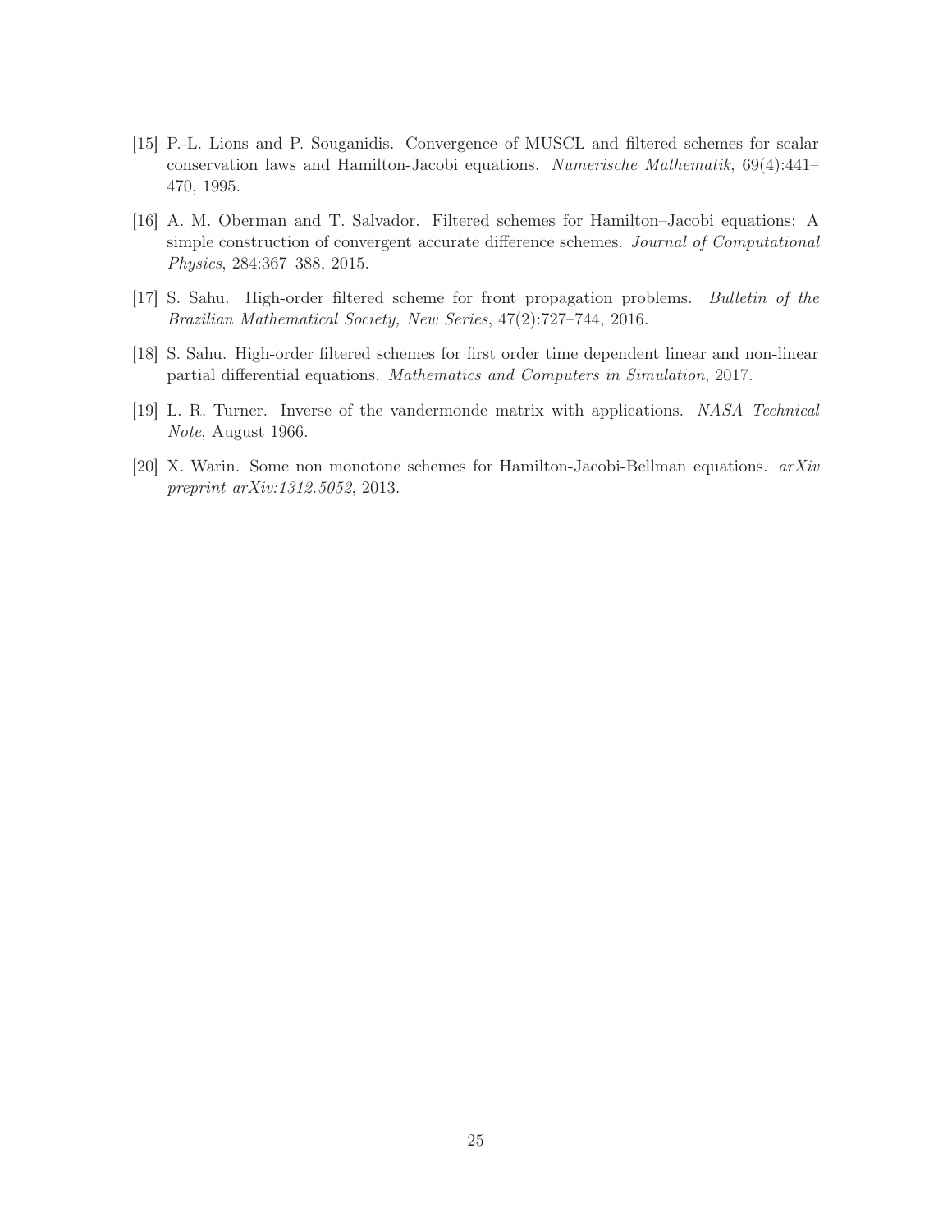[15] P.-L. Lions and P. Souganidis. Convergence of MUSCL and filtered schemes for scalar conservation laws and Hamilton-Jacobi equations. *Numerische Mathematik*, 69(4):441–470, 1995.

[16] A. M. Oberman and T. Salvador. Filtered schemes for Hamilton–Jacobi equations: A simple construction of convergent accurate difference schemes. *Journal of Computational Physics*, 284:367–388, 2015.

[17] S. Sahu. High-order filtered scheme for front propagation problems. *Bulletin of the Brazilian Mathematical Society, New Series*, 47(2):727–744, 2016.

[18] S. Sahu. High-order filtered schemes for first order time dependent linear and non-linear partial differential equations. *Mathematics and Computers in Simulation*, 2017.

[19] L. R. Turner. Inverse of the vandermonde matrix with applications. *NASA Technical Note*, August 1966.

[20] X. Warin. Some non monotone schemes for Hamilton-Jacobi-Bellman equations. *arXiv preprint arXiv:1312.5052*, 2013.